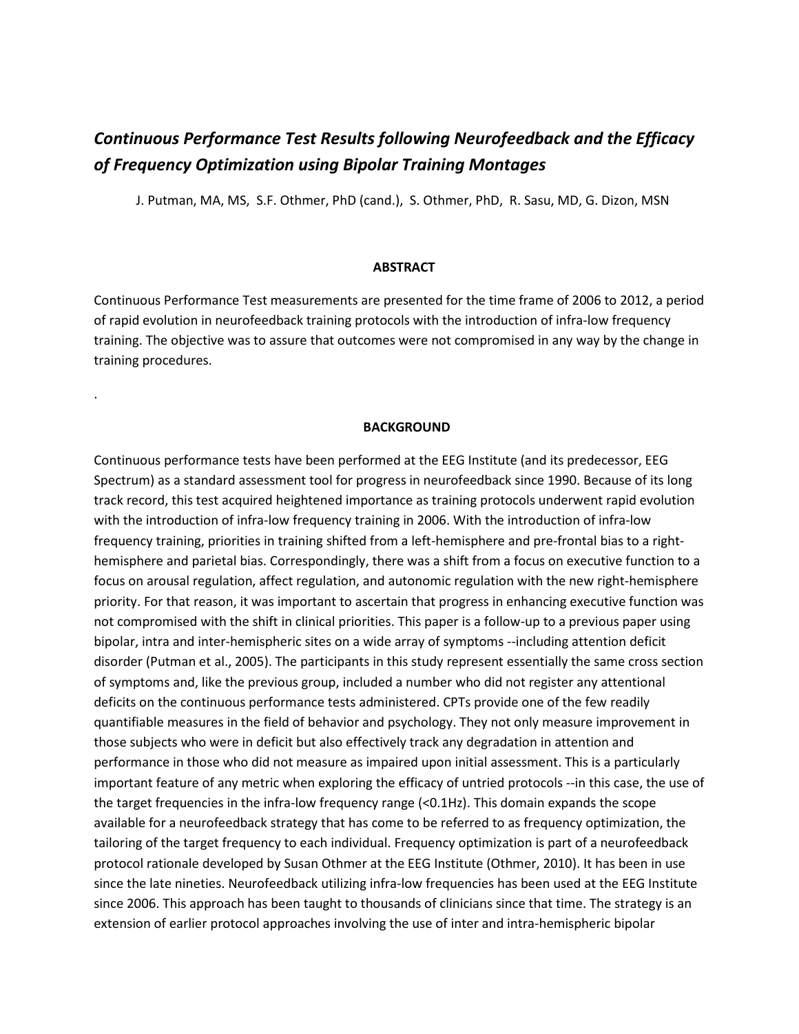# *Continuous Performance Test Results following Neurofeedback and the Efficacy of Frequency Optimization using Bipolar Training Montages*

J. Putman, MA, MS, S.F. Othmer, PhD (cand.), S. Othmer, PhD, R. Sasu, MD, G. Dizon, MSN

## ABSTRACT

Continuous Performance Test measurements are presented for the time frame of 2006 to 2012, a period of rapid evolution in neurofeedback training protocols with the introduction of infra-low frequency training. The objective was to assure that outcomes were not compromised in any way by the change in training procedures.

.

## BACKGROUND

Continuous performance tests have been performed at the EEG Institute (and its predecessor, EEG Spectrum) as a standard assessment tool for progress in neurofeedback since 1990. Because of its long track record, this test acquired heightened importance as training protocols underwent rapid evolution with the introduction of infra-low frequency training in 2006. With the introduction of infra-low frequency training, priorities in training shifted from a left-hemisphere and pre-frontal bias to a right-hemisphere and parietal bias. Correspondingly, there was a shift from a focus on executive function to a focus on arousal regulation, affect regulation, and autonomic regulation with the new right-hemisphere priority. For that reason, it was important to ascertain that progress in enhancing executive function was not compromised with the shift in clinical priorities. This paper is a follow-up to a previous paper using bipolar, intra and inter-hemispheric sites on a wide array of symptoms --including attention deficit disorder (Putman et al., 2005). The participants in this study represent essentially the same cross section of symptoms and, like the previous group, included a number who did not register any attentional deficits on the continuous performance tests administered. CPTs provide one of the few readily quantifiable measures in the field of behavior and psychology. They not only measure improvement in those subjects who were in deficit but also effectively track any degradation in attention and performance in those who did not measure as impaired upon initial assessment. This is a particularly important feature of any metric when exploring the efficacy of untried protocols --in this case, the use of the target frequencies in the infra-low frequency range (<0.1Hz). This domain expands the scope available for a neurofeedback strategy that has come to be referred to as frequency optimization, the tailoring of the target frequency to each individual. Frequency optimization is part of a neurofeedback protocol rationale developed by Susan Othmer at the EEG Institute (Othmer, 2010). It has been in use since the late nineties. Neurofeedback utilizing infra-low frequencies has been used at the EEG Institute since 2006. This approach has been taught to thousands of clinicians since that time. The strategy is an extension of earlier protocol approaches involving the use of inter and intra-hemispheric bipolar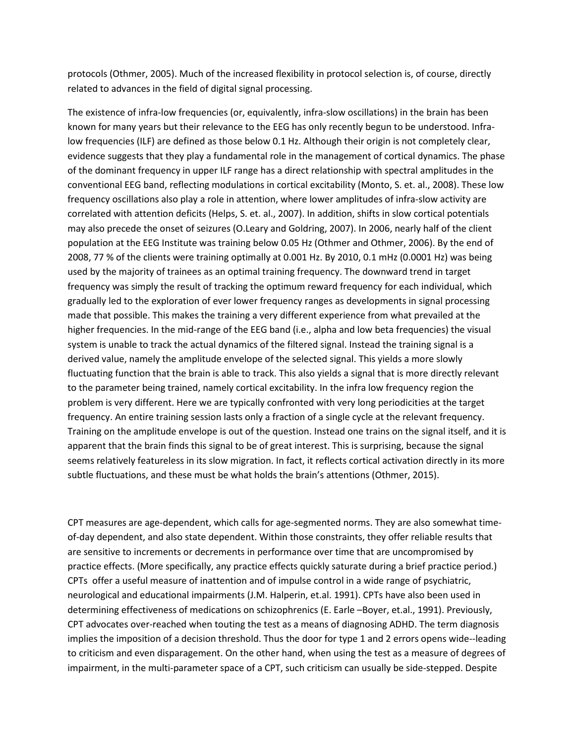protocols (Othmer, 2005). Much of the increased flexibility in protocol selection is, of course, directly related to advances in the field of digital signal processing.

The existence of infra-low frequencies (or, equivalently, infra-slow oscillations) in the brain has been known for many years but their relevance to the EEG has only recently begun to be understood. Infra-low frequencies (ILF) are defined as those below 0.1 Hz. Although their origin is not completely clear, evidence suggests that they play a fundamental role in the management of cortical dynamics. The phase of the dominant frequency in upper ILF range has a direct relationship with spectral amplitudes in the conventional EEG band, reflecting modulations in cortical excitability (Monto, S. et. al., 2008). These low frequency oscillations also play a role in attention, where lower amplitudes of infra-slow activity are correlated with attention deficits (Helps, S. et. al., 2007). In addition, shifts in slow cortical potentials may also precede the onset of seizures (O.Leary and Goldring, 2007). In 2006, nearly half of the client population at the EEG Institute was training below 0.05 Hz (Othmer and Othmer, 2006). By the end of 2008, 77 % of the clients were training optimally at 0.001 Hz. By 2010, 0.1 mHz (0.0001 Hz) was being used by the majority of trainees as an optimal training frequency. The downward trend in target frequency was simply the result of tracking the optimum reward frequency for each individual, which gradually led to the exploration of ever lower frequency ranges as developments in signal processing made that possible. This makes the training a very different experience from what prevailed at the higher frequencies. In the mid-range of the EEG band (i.e., alpha and low beta frequencies) the visual system is unable to track the actual dynamics of the filtered signal. Instead the training signal is a derived value, namely the amplitude envelope of the selected signal. This yields a more slowly fluctuating function that the brain is able to track. This also yields a signal that is more directly relevant to the parameter being trained, namely cortical excitability. In the infra low frequency region the problem is very different. Here we are typically confronted with very long periodicities at the target frequency. An entire training session lasts only a fraction of a single cycle at the relevant frequency. Training on the amplitude envelope is out of the question. Instead one trains on the signal itself, and it is apparent that the brain finds this signal to be of great interest. This is surprising, because the signal seems relatively featureless in its slow migration. In fact, it reflects cortical activation directly in its more subtle fluctuations, and these must be what holds the brain's attentions (Othmer, 2015).

CPT measures are age-dependent, which calls for age-segmented norms. They are also somewhat time-of-day dependent, and also state dependent. Within those constraints, they offer reliable results that are sensitive to increments or decrements in performance over time that are uncompromised by practice effects. (More specifically, any practice effects quickly saturate during a brief practice period.) CPTs offer a useful measure of inattention and of impulse control in a wide range of psychiatric, neurological and educational impairments (J.M. Halperin, et.al. 1991). CPTs have also been used in determining effectiveness of medications on schizophrenics (E. Earle –Boyer, et.al., 1991). Previously, CPT advocates over-reached when touting the test as a means of diagnosing ADHD. The term diagnosis implies the imposition of a decision threshold. Thus the door for type 1 and 2 errors opens wide--leading to criticism and even disparagement. On the other hand, when using the test as a measure of degrees of impairment, in the multi-parameter space of a CPT, such criticism can usually be side-stepped. Despite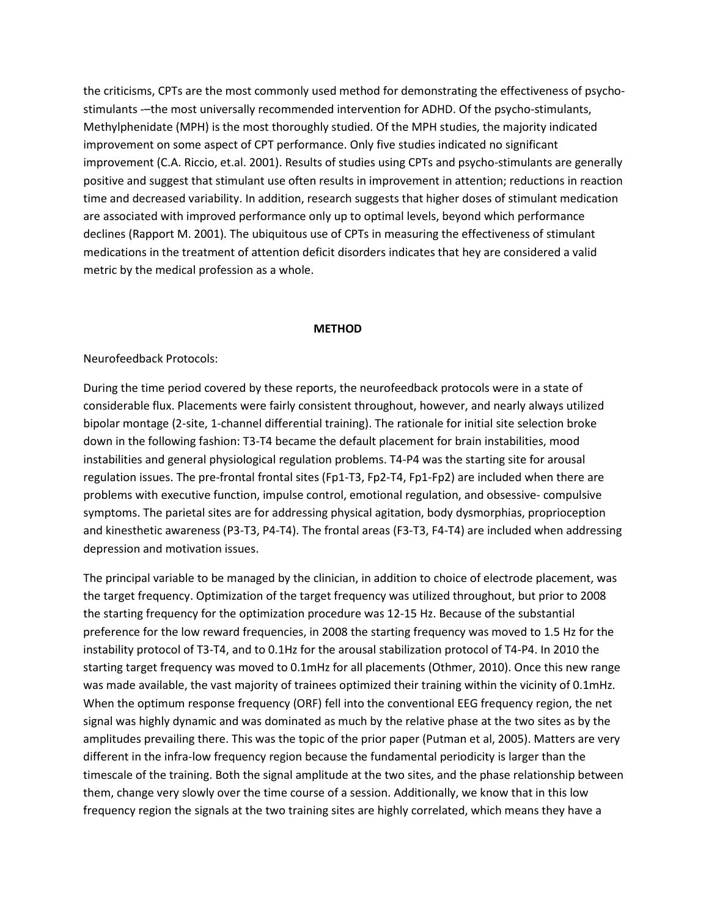the criticisms, CPTs are the most commonly used method for demonstrating the effectiveness of psycho-stimulants -–the most universally recommended intervention for ADHD. Of the psycho-stimulants, Methylphenidate (MPH) is the most thoroughly studied. Of the MPH studies, the majority indicated improvement on some aspect of CPT performance. Only five studies indicated no significant improvement (C.A. Riccio, et.al. 2001). Results of studies using CPTs and psycho-stimulants are generally positive and suggest that stimulant use often results in improvement in attention; reductions in reaction time and decreased variability. In addition, research suggests that higher doses of stimulant medication are associated with improved performance only up to optimal levels, beyond which performance declines (Rapport M. 2001). The ubiquitous use of CPTs in measuring the effectiveness of stimulant medications in the treatment of attention deficit disorders indicates that hey are considered a valid metric by the medical profession as a whole.

## METHOD

Neurofeedback Protocols:

During the time period covered by these reports, the neurofeedback protocols were in a state of considerable flux. Placements were fairly consistent throughout, however, and nearly always utilized bipolar montage (2-site, 1-channel differential training). The rationale for initial site selection broke down in the following fashion: T3-T4 became the default placement for brain instabilities, mood instabilities and general physiological regulation problems. T4-P4 was the starting site for arousal regulation issues. The pre-frontal frontal sites (Fp1-T3, Fp2-T4, Fp1-Fp2) are included when there are problems with executive function, impulse control, emotional regulation, and obsessive- compulsive symptoms. The parietal sites are for addressing physical agitation, body dysmorphias, proprioception and kinesthetic awareness (P3-T3, P4-T4). The frontal areas (F3-T3, F4-T4) are included when addressing depression and motivation issues.

The principal variable to be managed by the clinician, in addition to choice of electrode placement, was the target frequency. Optimization of the target frequency was utilized throughout, but prior to 2008 the starting frequency for the optimization procedure was 12-15 Hz. Because of the substantial preference for the low reward frequencies, in 2008 the starting frequency was moved to 1.5 Hz for the instability protocol of T3-T4, and to 0.1Hz for the arousal stabilization protocol of T4-P4. In 2010 the starting target frequency was moved to 0.1mHz for all placements (Othmer, 2010). Once this new range was made available, the vast majority of trainees optimized their training within the vicinity of 0.1mHz. When the optimum response frequency (ORF) fell into the conventional EEG frequency region, the net signal was highly dynamic and was dominated as much by the relative phase at the two sites as by the amplitudes prevailing there. This was the topic of the prior paper (Putman et al, 2005). Matters are very different in the infra-low frequency region because the fundamental periodicity is larger than the timescale of the training. Both the signal amplitude at the two sites, and the phase relationship between them, change very slowly over the time course of a session. Additionally, we know that in this low frequency region the signals at the two training sites are highly correlated, which means they have a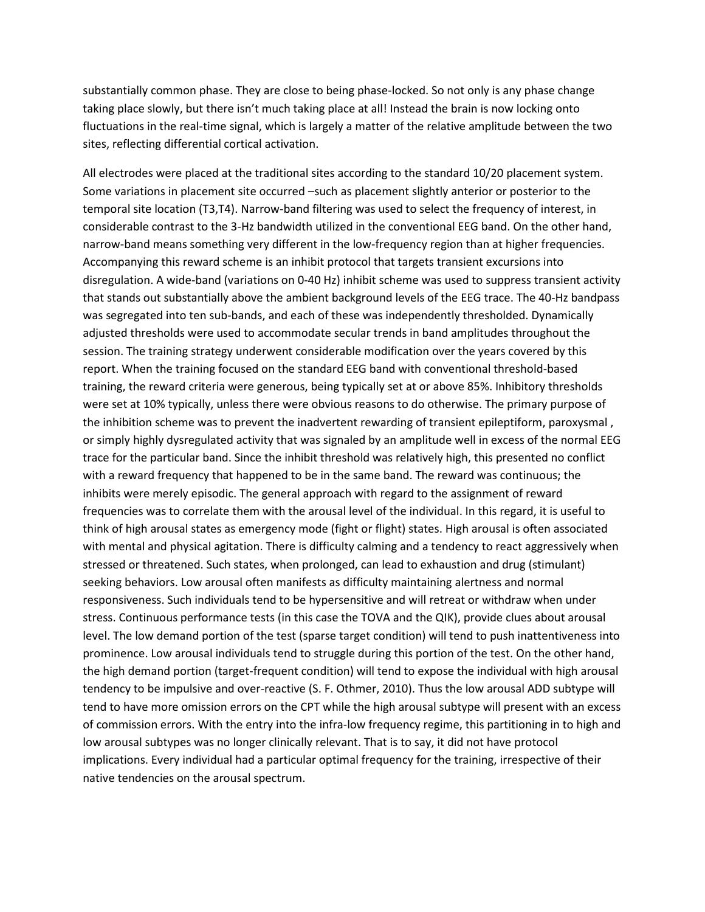substantially common phase. They are close to being phase-locked. So not only is any phase change taking place slowly, but there isn't much taking place at all! Instead the brain is now locking onto fluctuations in the real-time signal, which is largely a matter of the relative amplitude between the two sites, reflecting differential cortical activation.

All electrodes were placed at the traditional sites according to the standard 10/20 placement system. Some variations in placement site occurred –such as placement slightly anterior or posterior to the temporal site location (T3,T4). Narrow-band filtering was used to select the frequency of interest, in considerable contrast to the 3-Hz bandwidth utilized in the conventional EEG band. On the other hand, narrow-band means something very different in the low-frequency region than at higher frequencies. Accompanying this reward scheme is an inhibit protocol that targets transient excursions into disregulation. A wide-band (variations on 0-40 Hz) inhibit scheme was used to suppress transient activity that stands out substantially above the ambient background levels of the EEG trace. The 40-Hz bandpass was segregated into ten sub-bands, and each of these was independently thresholded. Dynamically adjusted thresholds were used to accommodate secular trends in band amplitudes throughout the session. The training strategy underwent considerable modification over the years covered by this report. When the training focused on the standard EEG band with conventional threshold-based training, the reward criteria were generous, being typically set at or above 85%. Inhibitory thresholds were set at 10% typically, unless there were obvious reasons to do otherwise. The primary purpose of the inhibition scheme was to prevent the inadvertent rewarding of transient epileptiform, paroxysmal , or simply highly dysregulated activity that was signaled by an amplitude well in excess of the normal EEG trace for the particular band. Since the inhibit threshold was relatively high, this presented no conflict with a reward frequency that happened to be in the same band. The reward was continuous; the inhibits were merely episodic. The general approach with regard to the assignment of reward frequencies was to correlate them with the arousal level of the individual. In this regard, it is useful to think of high arousal states as emergency mode (fight or flight) states. High arousal is often associated with mental and physical agitation. There is difficulty calming and a tendency to react aggressively when stressed or threatened. Such states, when prolonged, can lead to exhaustion and drug (stimulant) seeking behaviors. Low arousal often manifests as difficulty maintaining alertness and normal responsiveness. Such individuals tend to be hypersensitive and will retreat or withdraw when under stress. Continuous performance tests (in this case the TOVA and the QIK), provide clues about arousal level. The low demand portion of the test (sparse target condition) will tend to push inattentiveness into prominence. Low arousal individuals tend to struggle during this portion of the test. On the other hand, the high demand portion (target-frequent condition) will tend to expose the individual with high arousal tendency to be impulsive and over-reactive (S. F. Othmer, 2010). Thus the low arousal ADD subtype will tend to have more omission errors on the CPT while the high arousal subtype will present with an excess of commission errors. With the entry into the infra-low frequency regime, this partitioning in to high and low arousal subtypes was no longer clinically relevant. That is to say, it did not have protocol implications. Every individual had a particular optimal frequency for the training, irrespective of their native tendencies on the arousal spectrum.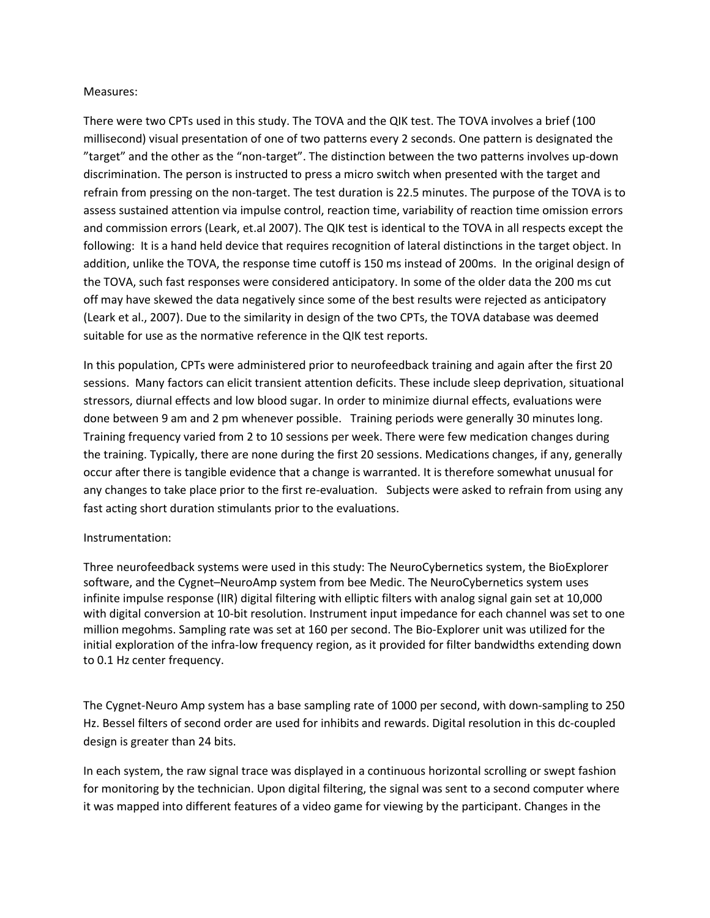Measures:

There were two CPTs used in this study. The TOVA and the QIK test. The TOVA involves a brief (100 millisecond) visual presentation of one of two patterns every 2 seconds. One pattern is designated the ”target” and the other as the “non-target”. The distinction between the two patterns involves up-down discrimination. The person is instructed to press a micro switch when presented with the target and refrain from pressing on the non-target. The test duration is 22.5 minutes. The purpose of the TOVA is to assess sustained attention via impulse control, reaction time, variability of reaction time omission errors and commission errors (Leark, et.al 2007). The QIK test is identical to the TOVA in all respects except the following: It is a hand held device that requires recognition of lateral distinctions in the target object. In addition, unlike the TOVA, the response time cutoff is 150 ms instead of 200ms. In the original design of the TOVA, such fast responses were considered anticipatory. In some of the older data the 200 ms cut off may have skewed the data negatively since some of the best results were rejected as anticipatory (Leark et al., 2007). Due to the similarity in design of the two CPTs, the TOVA database was deemed suitable for use as the normative reference in the QIK test reports.

In this population, CPTs were administered prior to neurofeedback training and again after the first 20 sessions. Many factors can elicit transient attention deficits. These include sleep deprivation, situational stressors, diurnal effects and low blood sugar. In order to minimize diurnal effects, evaluations were done between 9 am and 2 pm whenever possible. Training periods were generally 30 minutes long. Training frequency varied from 2 to 10 sessions per week. There were few medication changes during the training. Typically, there are none during the first 20 sessions. Medications changes, if any, generally occur after there is tangible evidence that a change is warranted. It is therefore somewhat unusual for any changes to take place prior to the first re-evaluation. Subjects were asked to refrain from using any fast acting short duration stimulants prior to the evaluations.

Instrumentation:

Three neurofeedback systems were used in this study: The NeuroCybernetics system, the BioExplorer software, and the Cygnet–NeuroAmp system from bee Medic. The NeuroCybernetics system uses infinite impulse response (IIR) digital filtering with elliptic filters with analog signal gain set at 10,000 with digital conversion at 10-bit resolution. Instrument input impedance for each channel was set to one million megohms. Sampling rate was set at 160 per second. The Bio-Explorer unit was utilized for the initial exploration of the infra-low frequency region, as it provided for filter bandwidths extending down to 0.1 Hz center frequency.

The Cygnet-Neuro Amp system has a base sampling rate of 1000 per second, with down-sampling to 250 Hz. Bessel filters of second order are used for inhibits and rewards. Digital resolution in this dc-coupled design is greater than 24 bits.

In each system, the raw signal trace was displayed in a continuous horizontal scrolling or swept fashion for monitoring by the technician. Upon digital filtering, the signal was sent to a second computer where it was mapped into different features of a video game for viewing by the participant. Changes in the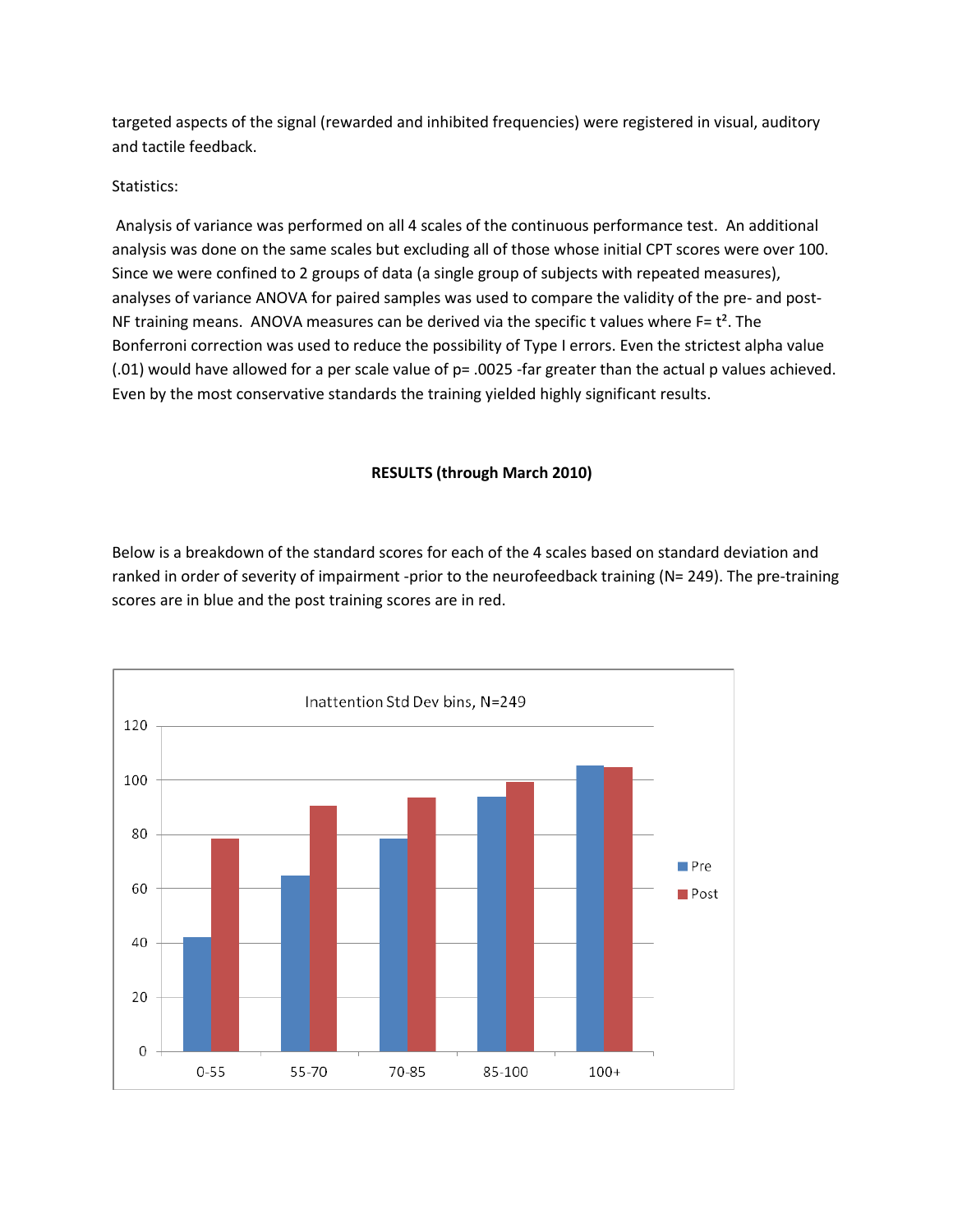targeted aspects of the signal (rewarded and inhibited frequencies) were registered in visual, auditory and tactile feedback.

Statistics:

Analysis of variance was performed on all 4 scales of the continuous performance test. An additional analysis was done on the same scales but excluding all of those whose initial CPT scores were over 100. Since we were confined to 2 groups of data (a single group of subjects with repeated measures), analyses of variance ANOVA for paired samples was used to compare the validity of the pre- and post-NF training means. ANOVA measures can be derived via the specific t values where $F = t^2$. The Bonferroni correction was used to reduce the possibility of Type I errors. Even the strictest alpha value (.01) would have allowed for a per scale value of p= .0025 -far greater than the actual p values achieved. Even by the most conservative standards the training yielded highly significant results.

**RESULTS (through March 2010)**

Below is a breakdown of the standard scores for each of the 4 scales based on standard deviation and ranked in order of severity of impairment -prior to the neurofeedback training (N= 249). The pre-training scores are in blue and the post training scores are in red.

Inattention Std Dev bins, N=249

120
100
80
60
40
20
0

0-55
55-70
70-85
85-100
100+

Pre
Post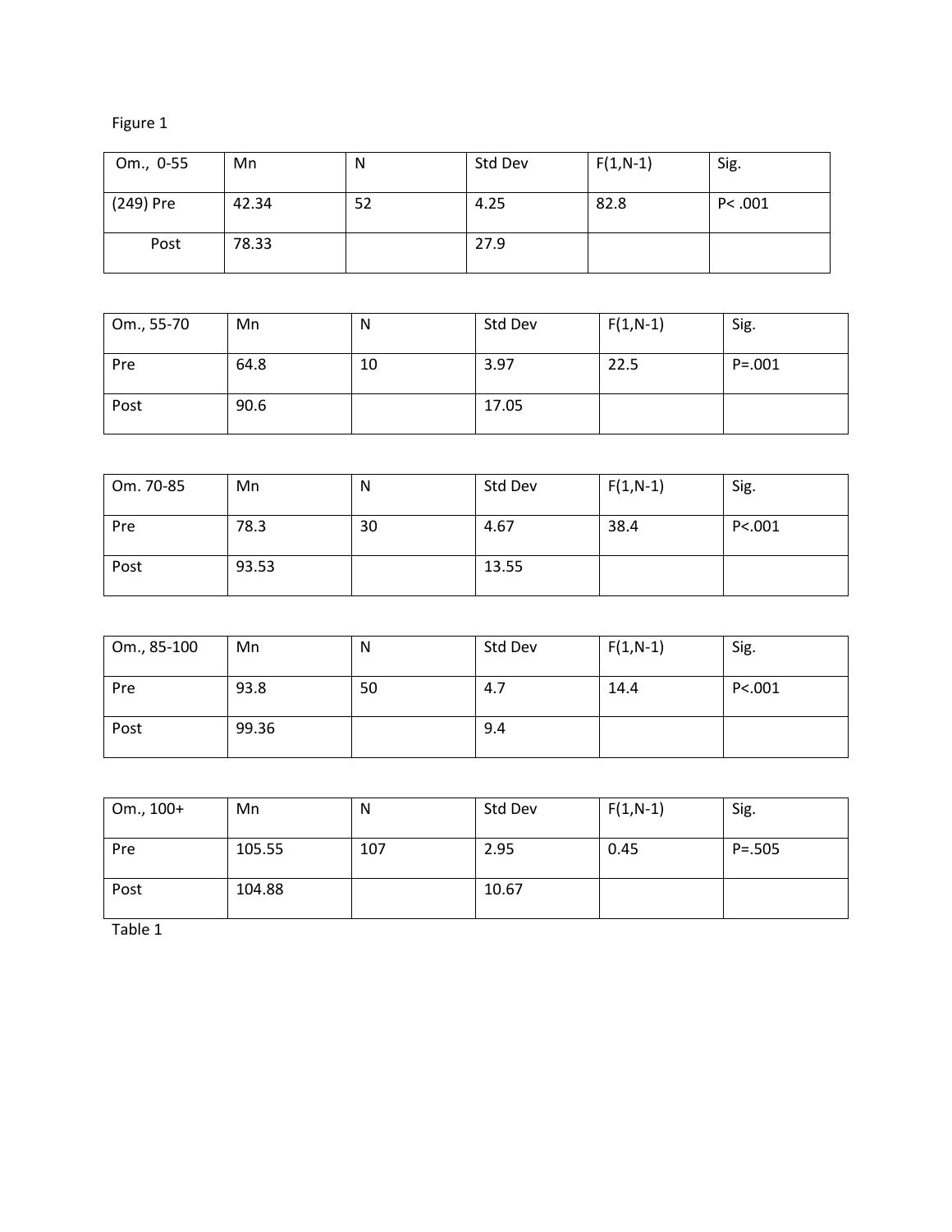Figure 1

| Om., 0-55 | Mn | N | Std Dev | F(1,N-1) | Sig. |
|---|---|---|---|---|---|
| (249) Pre | 42.34 | 52 | 4.25 | 82.8 | P< .001 |
| Post | 78.33 | | 27.9 | | |

| Om., 55-70 | Mn | N | Std Dev | F(1,N-1) | Sig. |
|---|---|---|---|---|---|
| Pre | 64.8 | 10 | 3.97 | 22.5 | P=.001 |
| Post | 90.6 | | 17.05 | | |

| Om. 70-85 | Mn | N | Std Dev | F(1,N-1) | Sig. |
|---|---|---|---|---|---|
| Pre | 78.3 | 30 | 4.67 | 38.4 | P<.001 |
| Post | 93.53 | | 13.55 | | |

| Om., 85-100 | Mn | N | Std Dev | F(1,N-1) | Sig. |
|---|---|---|---|---|---|
| Pre | 93.8 | 50 | 4.7 | 14.4 | P<.001 |
| Post | 99.36 | | 9.4 | | |

| Om., 100+ | Mn | N | Std Dev | F(1,N-1) | Sig. |
|---|---|---|---|---|---|
| Pre | 105.55 | 107 | 2.95 | 0.45 | P=.505 |
| Post | 104.88 | | 10.67 | | |

Table 1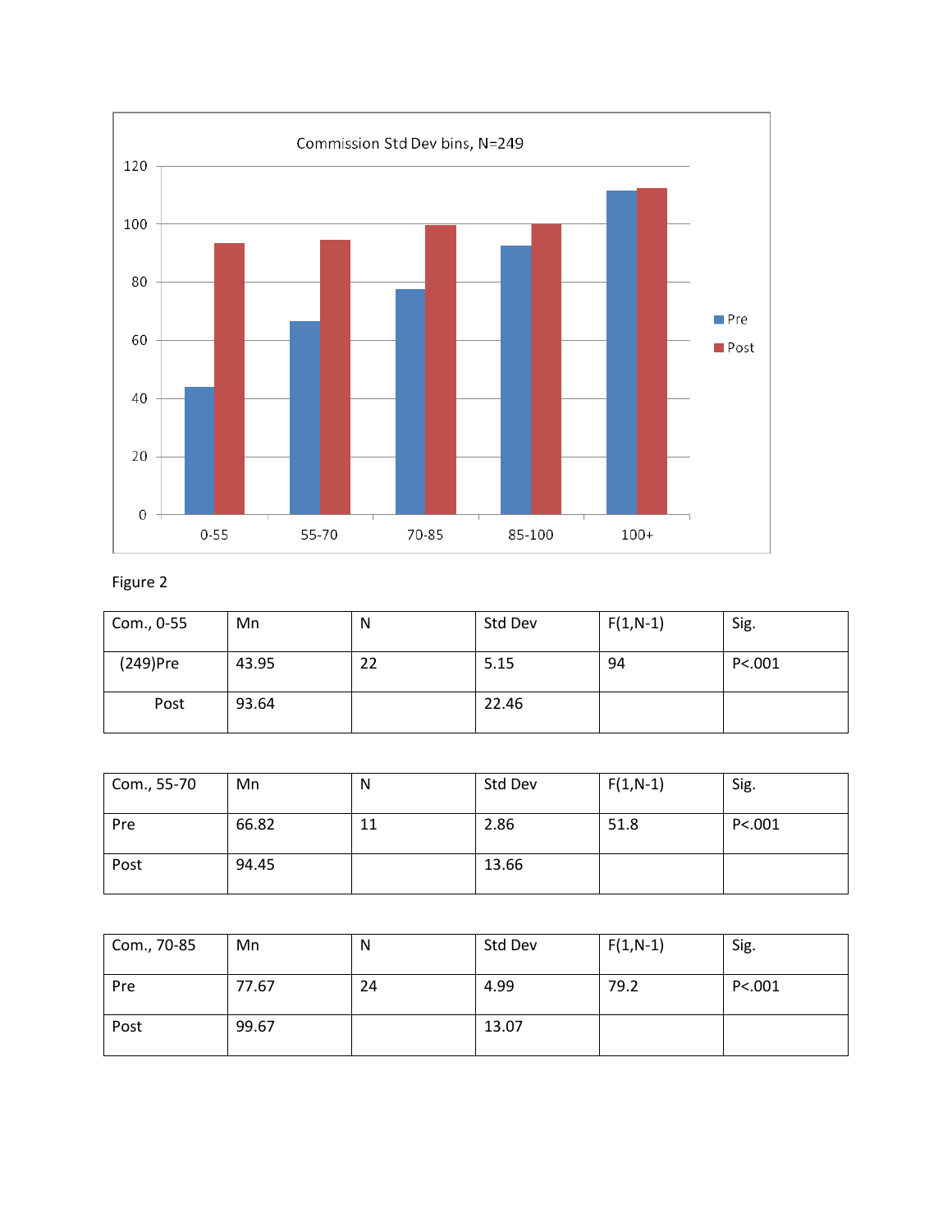Commission Std Dev bins, N=249

120
100
80
60
40
20
0

0-55
55-70
70-85
85-100
100+

Pre
Post

Figure 2

| Com., 0-55 | Mn | N | Std Dev | F(1,N-1) | Sig. |
|---|---|---|---|---|---|
| (249)Pre | 43.95 | 22 | 5.15 | 94 | P<.001 |
| Post | 93.64 | | 22.46 | | |

| Com., 55-70 | Mn | N | Std Dev | F(1,N-1) | Sig. |
|---|---|---|---|---|---|
| Pre | 66.82 | 11 | 2.86 | 51.8 | P<.001 |
| Post | 94.45 | | 13.66 | | |

| Com., 70-85 | Mn | N | Std Dev | F(1,N-1) | Sig. |
|---|---|---|---|---|---|
| Pre | 77.67 | 24 | 4.99 | 79.2 | P<.001 |
| Post | 99.67 | | 13.07 | | |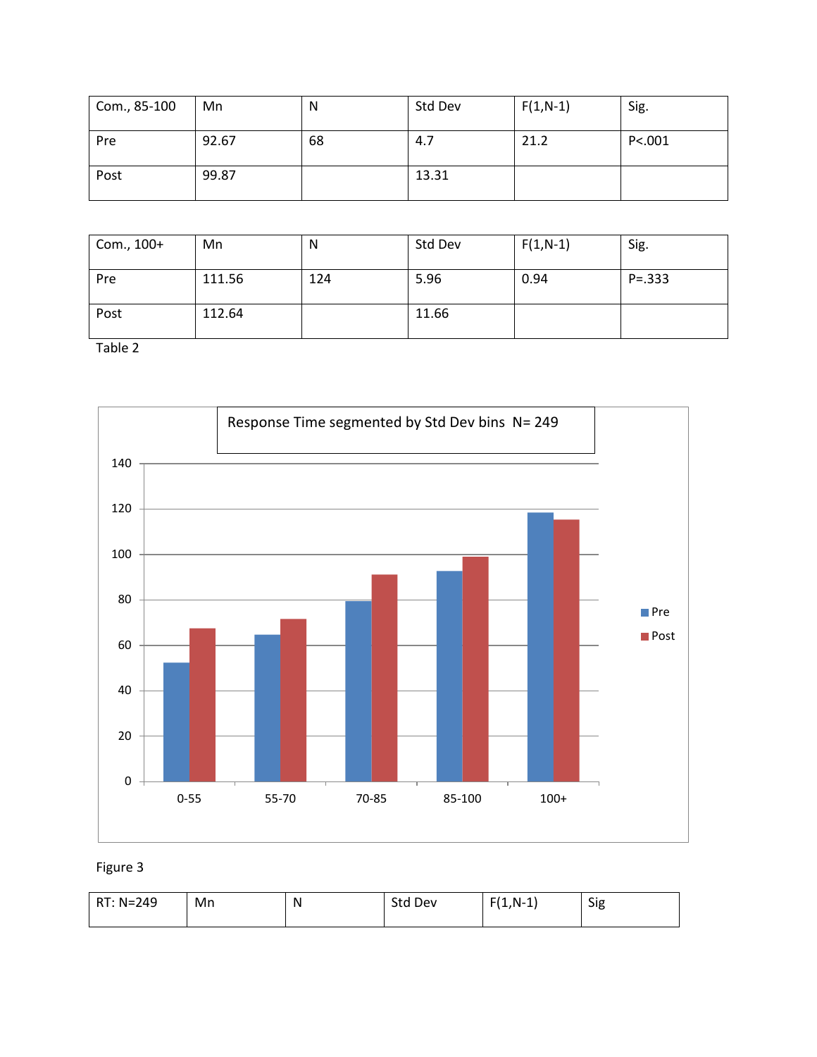| Com., 85-100 | Mn | N | Std Dev | F(1,N-1) | Sig. |
|---|---|---|---|---|---|
| Pre | 92.67 | 68 | 4.7 | 21.2 | P<.001 |
| Post | 99.87 | | 13.31 | | |

| Com., 100+ | Mn | N | Std Dev | F(1,N-1) | Sig. |
|---|---|---|---|---|---|
| Pre | 111.56 | 124 | 5.96 | 0.94 | P=.333 |
| Post | 112.64 | | 11.66 | | |

Table 2

Response Time segmented by Std Dev bins N= 249

140
120
100
80
60
40
20
0

0-55
55-70
70-85
85-100
100+

Pre
Post

Figure 3

| RT: N=249 | Mn | N | Std Dev | F(1,N-1) | Sig |
|---|---|---|---|---|---|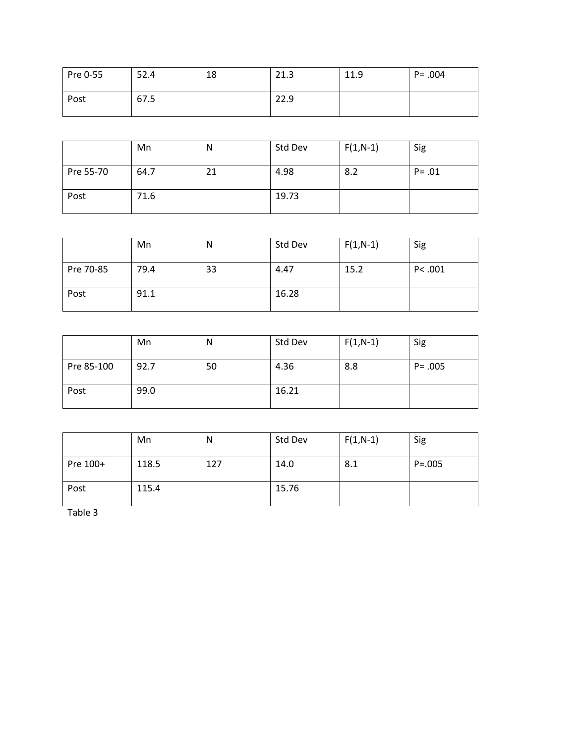| | | | | | |
|---|---|---|---|---|---|
| Pre 0-55 | 52.4 | 18 | 21.3 | 11.9 | P= .004 |
| Post | 67.5 | | 22.9 | | |

| | Mn | N | Std Dev | F(1,N-1) | Sig |
|---|---|---|---|---|---|
| Pre 55-70 | 64.7 | 21 | 4.98 | 8.2 | P= .01 |
| Post | 71.6 | | 19.73 | | |

| | Mn | N | Std Dev | F(1,N-1) | Sig |
|---|---|---|---|---|---|
| Pre 70-85 | 79.4 | 33 | 4.47 | 15.2 | P< .001 |
| Post | 91.1 | | 16.28 | | |

| | Mn | N | Std Dev | F(1,N-1) | Sig |
|---|---|---|---|---|---|
| Pre 85-100 | 92.7 | 50 | 4.36 | 8.8 | P= .005 |
| Post | 99.0 | | 16.21 | | |

| | Mn | N | Std Dev | F(1,N-1) | Sig |
|---|---|---|---|---|---|
| Pre 100+ | 118.5 | 127 | 14.0 | 8.1 | P=.005 |
| Post | 115.4 | | 15.76 | | |

Table 3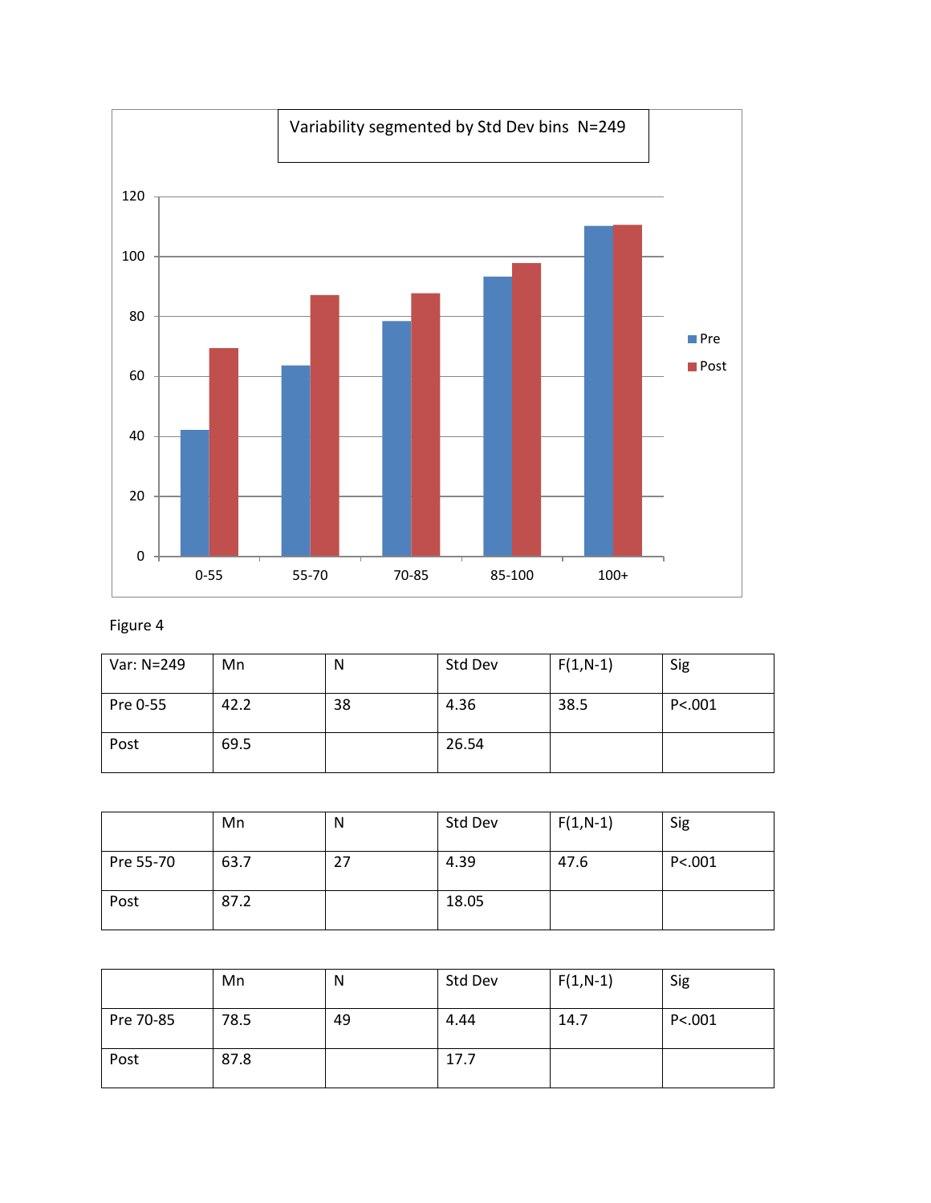Variability segmented by Std Dev bins N=249

120
100
80
60
40
20
0

0-55
55-70
70-85
85-100
100+

Pre
Post

Figure 4

| Var: N=249 | Mn | N | Std Dev | F(1,N-1) | Sig |
|---|---|---|---|---|---|
| Pre 0-55 | 42.2 | 38 | 4.36 | 38.5 | P<.001 |
| Post | 69.5 | | 26.54 | | |

| | Mn | N | Std Dev | F(1,N-1) | Sig |
|---|---|---|---|---|---|
| Pre 55-70 | 63.7 | 27 | 4.39 | 47.6 | P<.001 |
| Post | 87.2 | | 18.05 | | |

| | Mn | N | Std Dev | F(1,N-1) | Sig |
|---|---|---|---|---|---|
| Pre 70-85 | 78.5 | 49 | 4.44 | 14.7 | P<.001 |
| Post | 87.8 | | 17.7 | | |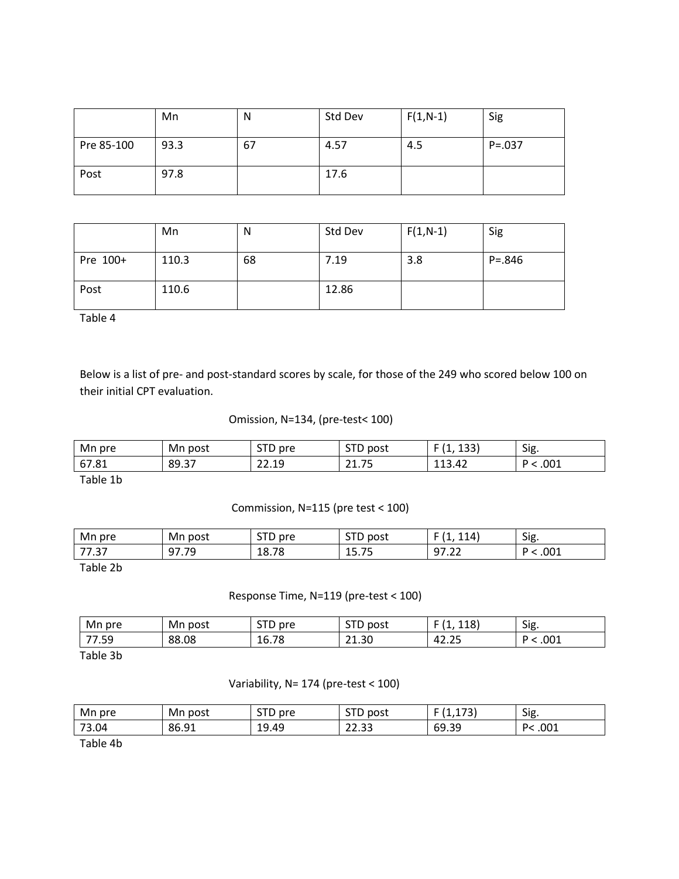| | Mn | N | Std Dev | F(1,N-1) | Sig |
|---|---|---|---|---|---|
| Pre 85-100 | 93.3 | 67 | 4.57 | 4.5 | P=.037 |
| Post | 97.8 | | 17.6 | | |

| | Mn | N | Std Dev | F(1,N-1) | Sig |
|---|---|---|---|---|---|
| Pre 100+ | 110.3 | 68 | 7.19 | 3.8 | P=.846 |
| Post | 110.6 | | 12.86 | | |

Table 4

Below is a list of pre- and post-standard scores by scale, for those of the 249 who scored below 100 on their initial CPT evaluation.

Omission, N=134, (pre-test< 100)

| Mn pre | Mn post | STD pre | STD post | F (1, 133) | Sig. |
|---|---|---|---|---|---|
| 67.81 | 89.37 | 22.19 | 21.75 | 113.42 | P < .001 |

Table 1b

Commission, N=115 (pre test < 100)

| Mn pre | Mn post | STD pre | STD post | F (1, 114) | Sig. |
|---|---|---|---|---|---|
| 77.37 | 97.79 | 18.78 | 15.75 | 97.22 | P < .001 |

Table 2b

Response Time, N=119 (pre-test < 100)

| Mn pre | Mn post | STD pre | STD post | F (1, 118) | Sig. |
|---|---|---|---|---|---|
| 77.59 | 88.08 | 16.78 | 21.30 | 42.25 | P < .001 |

Table 3b

Variability, N= 174 (pre-test < 100)

| Mn pre | Mn post | STD pre | STD post | F (1,173) | Sig. |
|---|---|---|---|---|---|
| 73.04 | 86.91 | 19.49 | 22.33 | 69.39 | P< .001 |

Table 4b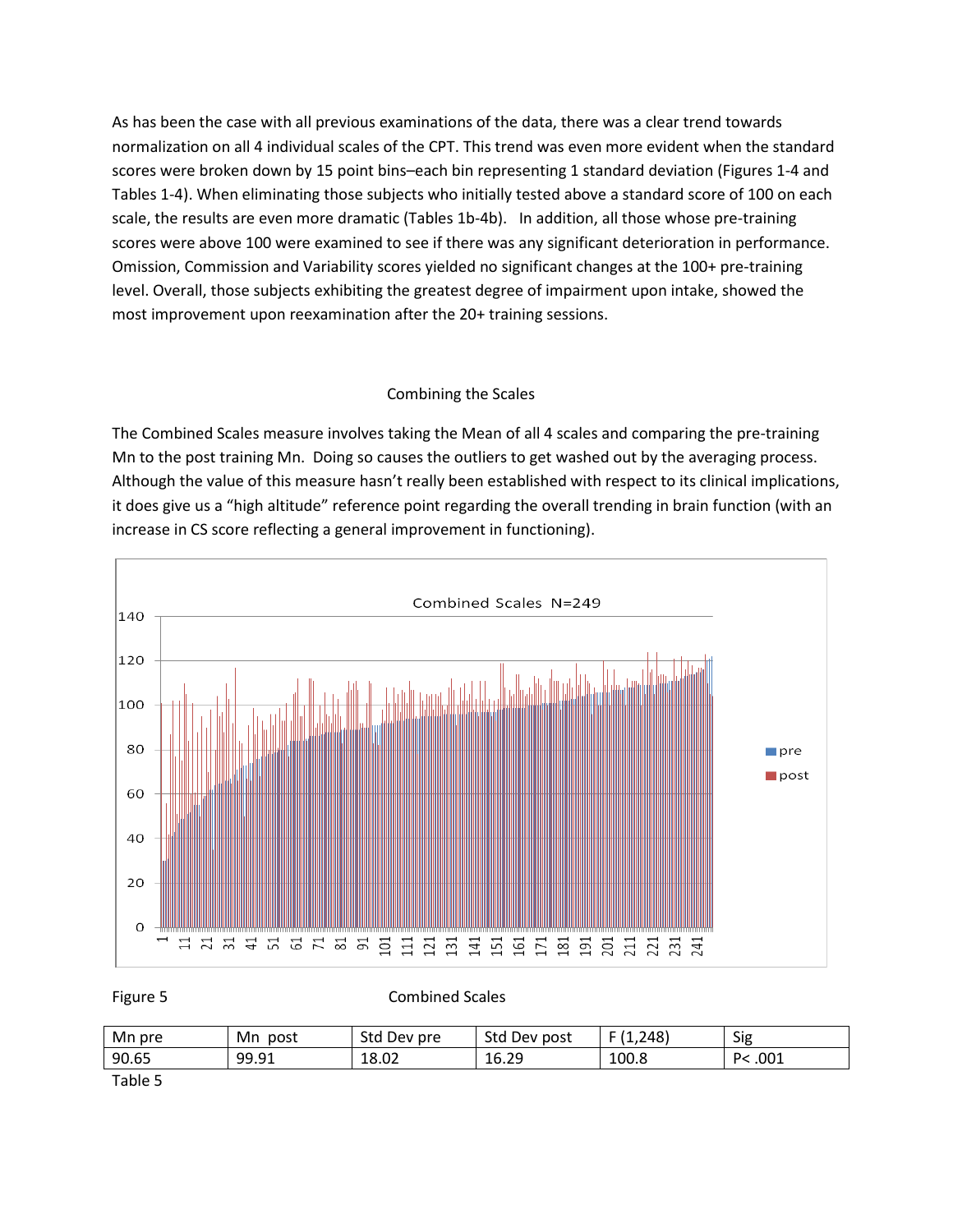As has been the case with all previous examinations of the data, there was a clear trend towards normalization on all 4 individual scales of the CPT. This trend was even more evident when the standard scores were broken down by 15 point bins–each bin representing 1 standard deviation (Figures 1-4 and Tables 1-4). When eliminating those subjects who initially tested above a standard score of 100 on each scale, the results are even more dramatic (Tables 1b-4b). In addition, all those whose pre-training scores were above 100 were examined to see if there was any significant deterioration in performance. Omission, Commission and Variability scores yielded no significant changes at the 100+ pre-training level. Overall, those subjects exhibiting the greatest degree of impairment upon intake, showed the most improvement upon reexamination after the 20+ training sessions.

## Combining the Scales

The Combined Scales measure involves taking the Mean of all 4 scales and comparing the pre-training Mn to the post training Mn. Doing so causes the outliers to get washed out by the averaging process. Although the value of this measure hasn't really been established with respect to its clinical implications, it does give us a "high altitude" reference point regarding the overall trending in brain function (with an increase in CS score reflecting a general improvement in functioning).

Combined Scales N=249

140
120
100
80
60
40
20
0

1 11 21 31 41 51 61 71 81 91 101 111 121 131 141 151 161 171 181 191 201 211 221 231 241

pre
post

Figure 5 Combined Scales

| Mn pre | Mn post | Std Dev pre | Std Dev post | F (1,248) | Sig |
|---|---|---|---|---|---|
| 90.65 | 99.91 | 18.02 | 16.29 | 100.8 | P< .001 |

Table 5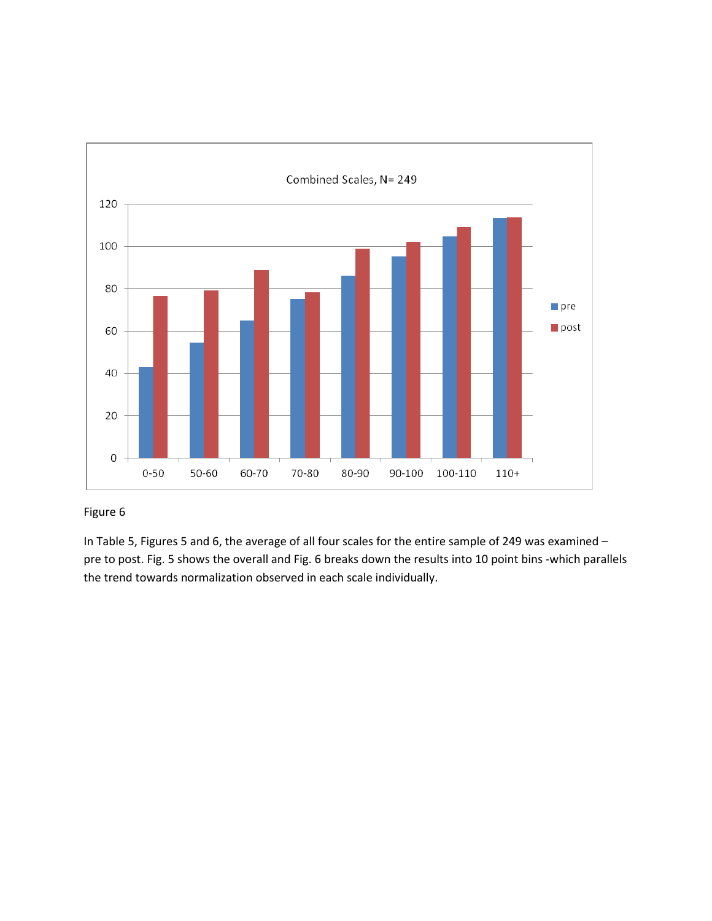Combined Scales, N= 249

120
100
80
60
40
20
0

0-50
50-60
60-70
70-80
80-90
90-100
100-110
110+

pre
post

Figure 6

In Table 5, Figures 5 and 6, the average of all four scales for the entire sample of 249 was examined – pre to post. Fig. 5 shows the overall and Fig. 6 breaks down the results into 10 point bins -which parallels the trend towards normalization observed in each scale individually.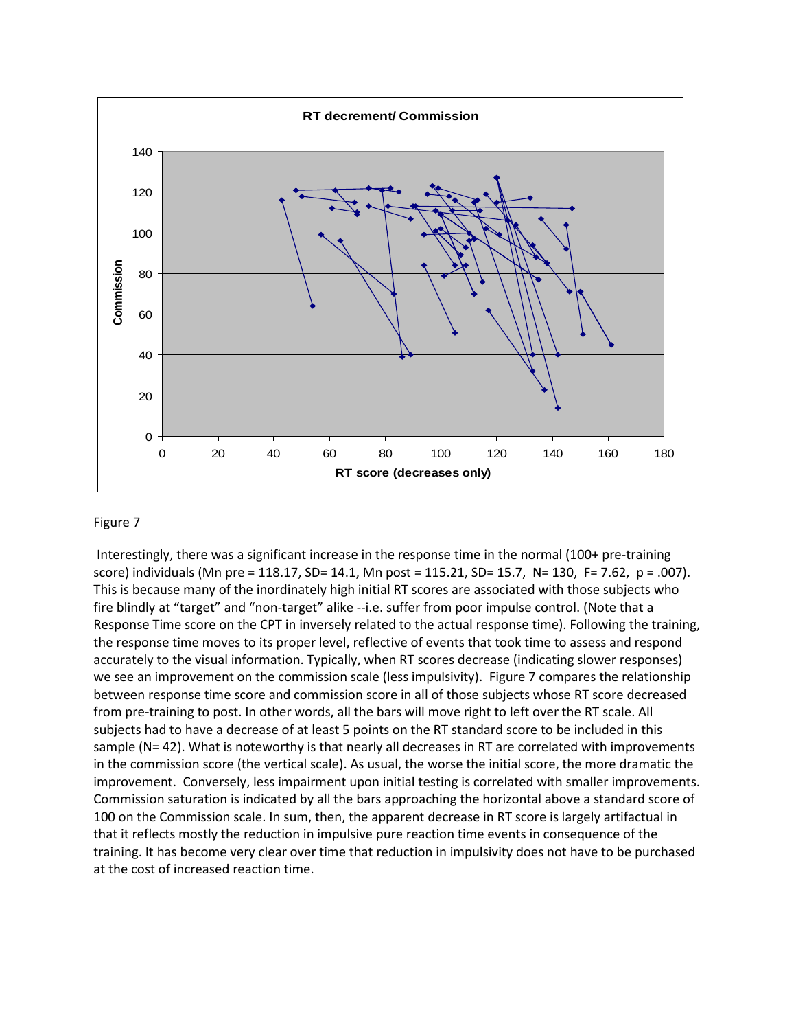RT decrement/ Commission

140
120
100
80
60
40
20
0

Commission

0 20 40 60 80 100 120 140 160 180

RT score (decreases only)

Figure 7

Interestingly, there was a significant increase in the response time in the normal (100+ pre-training score) individuals (Mn pre = 118.17, SD= 14.1, Mn post = 115.21, SD= 15.7, N= 130, F= 7.62, p = .007). This is because many of the inordinately high initial RT scores are associated with those subjects who fire blindly at "target" and "non-target" alike --i.e. suffer from poor impulse control. (Note that a Response Time score on the CPT in inversely related to the actual response time). Following the training, the response time moves to its proper level, reflective of events that took time to assess and respond accurately to the visual information. Typically, when RT scores decrease (indicating slower responses) we see an improvement on the commission scale (less impulsivity). Figure 7 compares the relationship between response time score and commission score in all of those subjects whose RT score decreased from pre-training to post. In other words, all the bars will move right to left over the RT scale. All subjects had to have a decrease of at least 5 points on the RT standard score to be included in this sample (N= 42). What is noteworthy is that nearly all decreases in RT are correlated with improvements in the commission score (the vertical scale). As usual, the worse the initial score, the more dramatic the improvement. Conversely, less impairment upon initial testing is correlated with smaller improvements. Commission saturation is indicated by all the bars approaching the horizontal above a standard score of 100 on the Commission scale. In sum, then, the apparent decrease in RT score is largely artifactual in that it reflects mostly the reduction in impulsive pure reaction time events in consequence of the training. It has become very clear over time that reduction in impulsivity does not have to be purchased at the cost of increased reaction time.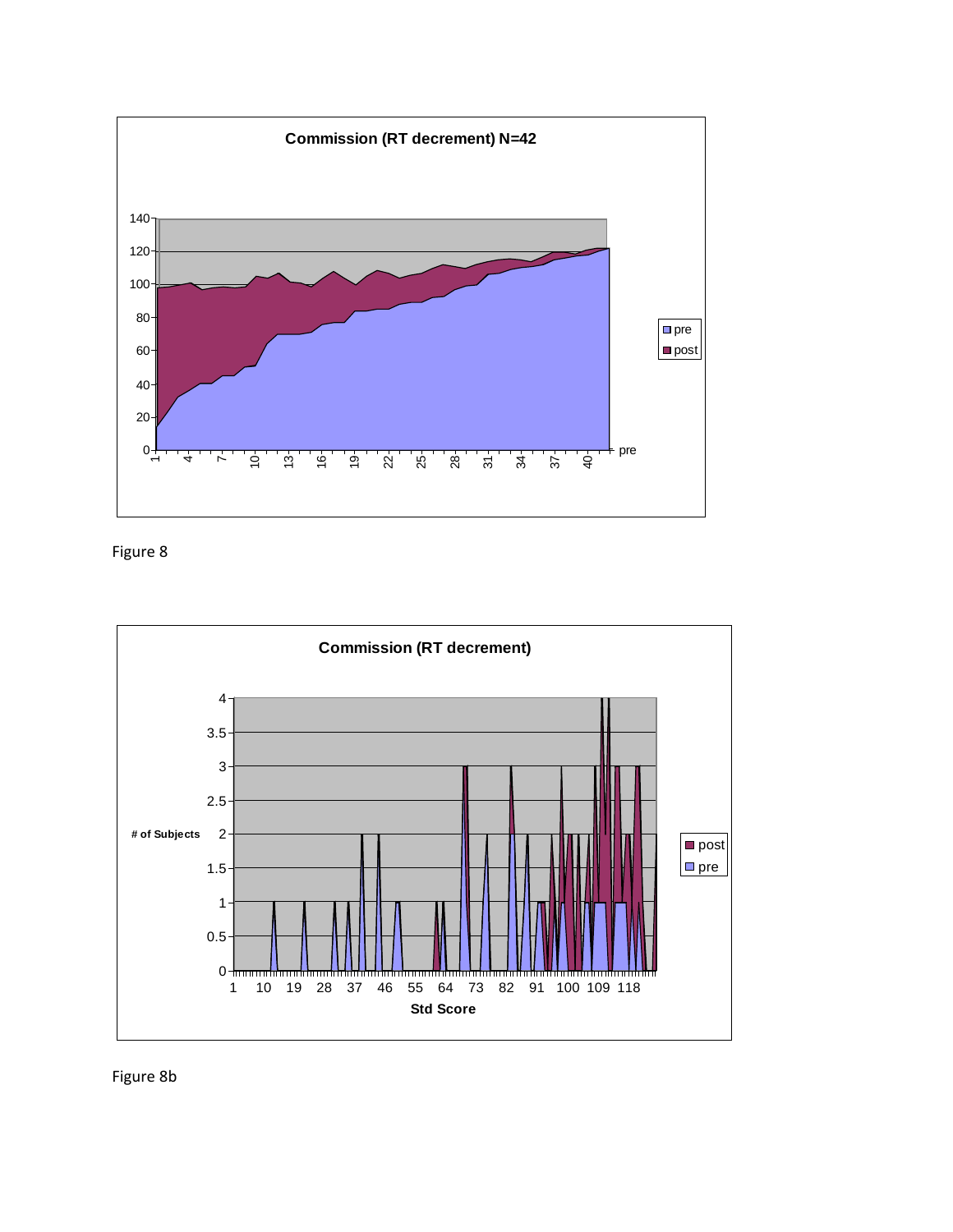Figure 8

Figure 8b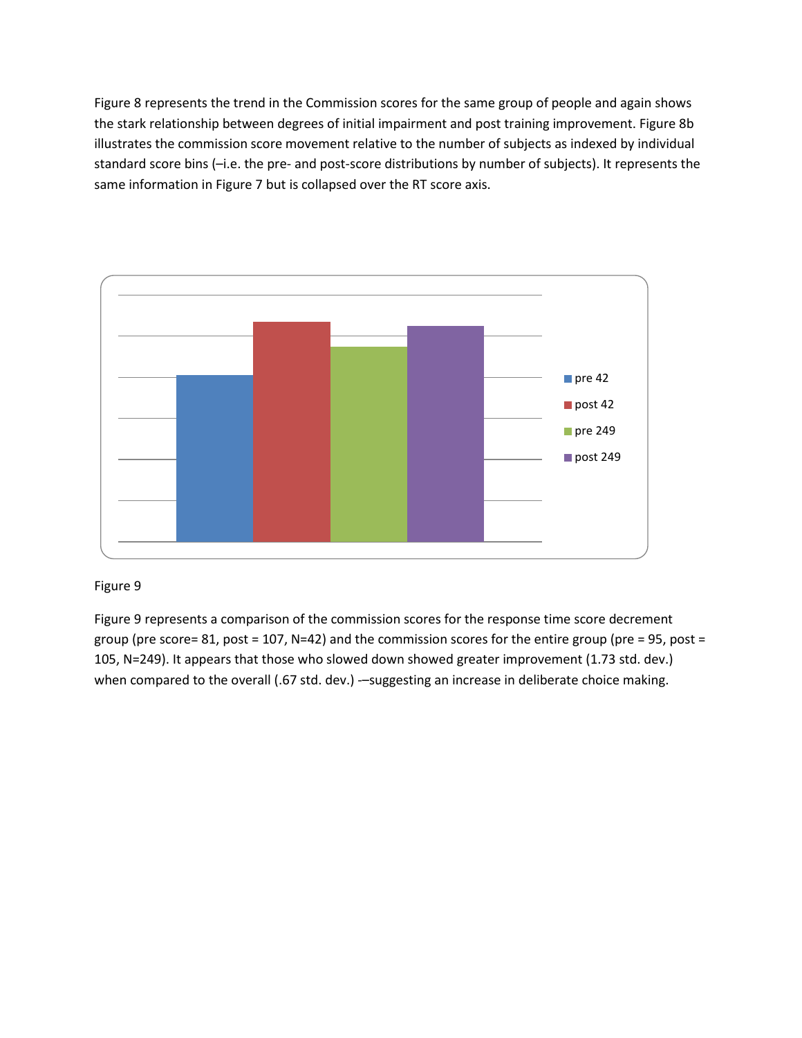Figure 8 represents the trend in the Commission scores for the same group of people and again shows the stark relationship between degrees of initial impairment and post training improvement. Figure 8b illustrates the commission score movement relative to the number of subjects as indexed by individual standard score bins (–i.e. the pre- and post-score distributions by number of subjects). It represents the same information in Figure 7 but is collapsed over the RT score axis.

pre 42
post 42
pre 249
post 249

Figure 9

Figure 9 represents a comparison of the commission scores for the response time score decrement group (pre score= 81, post = 107, N=42) and the commission scores for the entire group (pre = 95, post = 105, N=249). It appears that those who slowed down showed greater improvement (1.73 std. dev.) when compared to the overall (.67 std. dev.) -–suggesting an increase in deliberate choice making.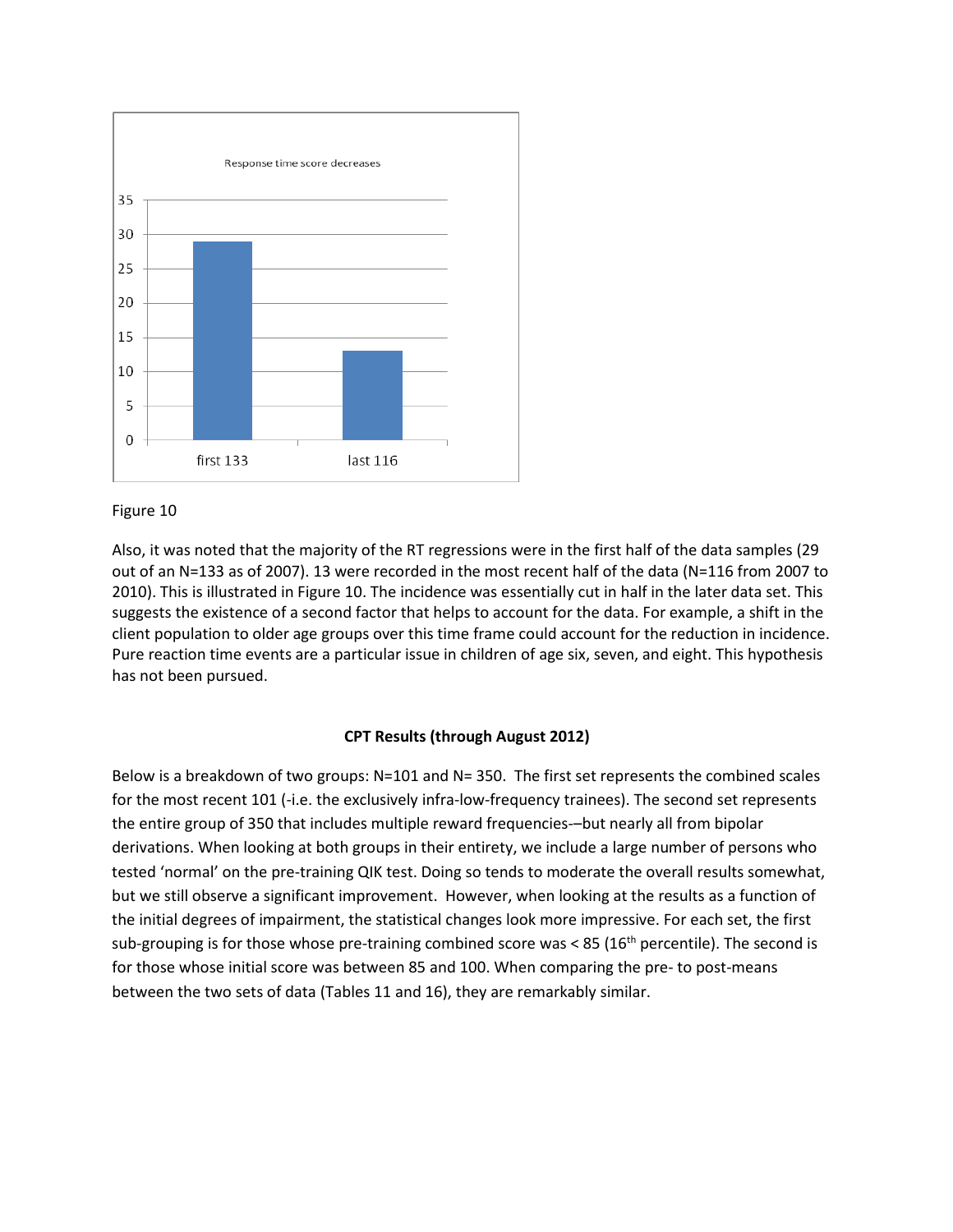Figure 10

Also, it was noted that the majority of the RT regressions were in the first half of the data samples (29 out of an N=133 as of 2007). 13 were recorded in the most recent half of the data (N=116 from 2007 to 2010). This is illustrated in Figure 10. The incidence was essentially cut in half in the later data set. This suggests the existence of a second factor that helps to account for the data. For example, a shift in the client population to older age groups over this time frame could account for the reduction in incidence. Pure reaction time events are a particular issue in children of age six, seven, and eight. This hypothesis has not been pursued.

**CPT Results (through August 2012)**

Below is a breakdown of two groups: N=101 and N= 350. The first set represents the combined scales for the most recent 101 (-i.e. the exclusively infra-low-frequency trainees). The second set represents the entire group of 350 that includes multiple reward frequencies-–but nearly all from bipolar derivations. When looking at both groups in their entirety, we include a large number of persons who tested 'normal' on the pre-training QIK test. Doing so tends to moderate the overall results somewhat, but we still observe a significant improvement. However, when looking at the results as a function of the initial degrees of impairment, the statistical changes look more impressive. For each set, the first sub-grouping is for those whose pre-training combined score was < 85 (16th percentile). The second is for those whose initial score was between 85 and 100. When comparing the pre- to post-means between the two sets of data (Tables 11 and 16), they are remarkably similar.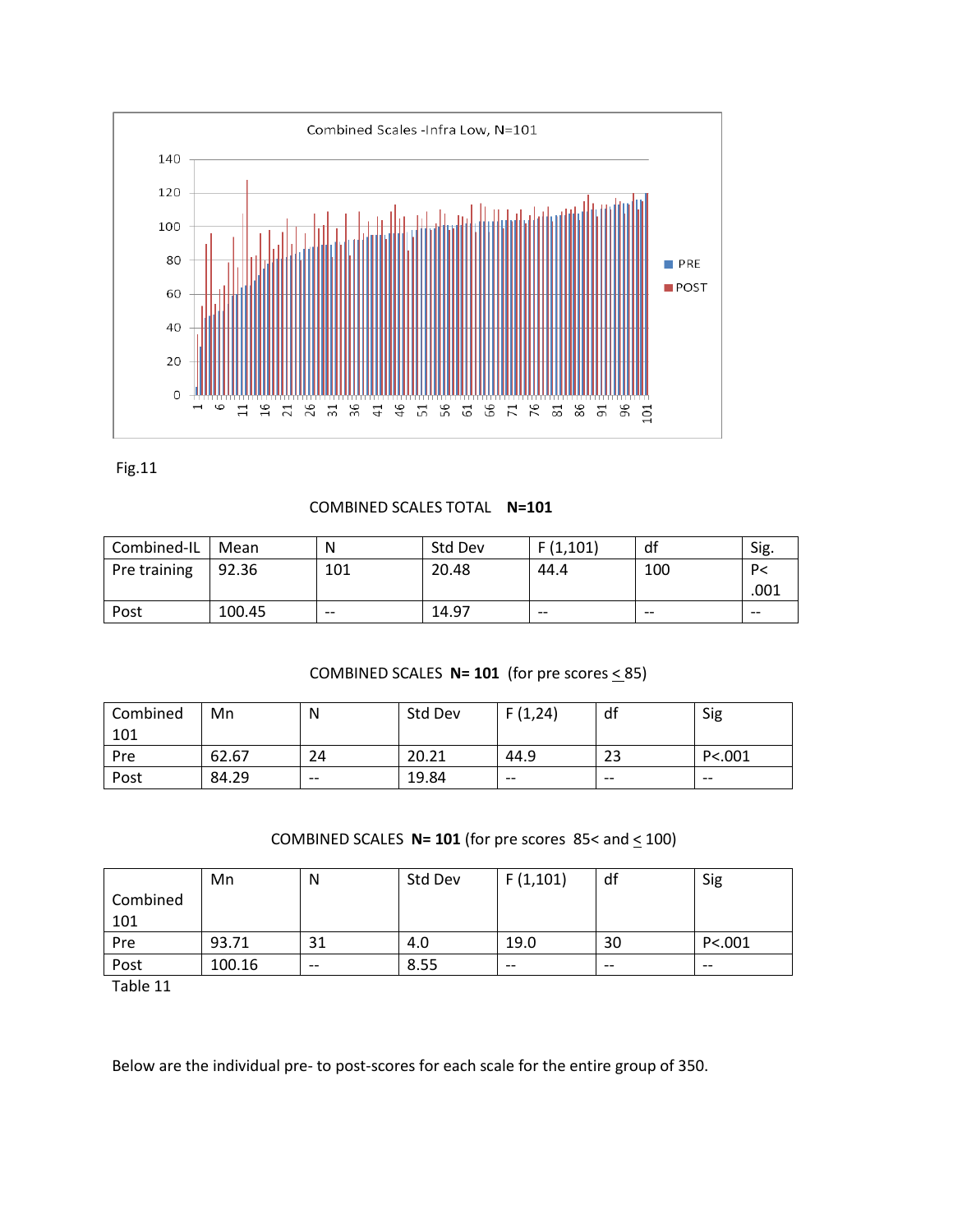Combined Scales -Infra Low, N=101

140
120
100
80
60
40
20
0

1 6 11 16 21 26 31 36 41 46 51 56 61 66 71 76 81 86 91 96 101

PRE
POST

Fig.11

COMBINED SCALES TOTAL **N=101**

| Combined-IL | Mean | N | Std Dev | F (1,101) | df | Sig. |
|---|---|---|---|---|---|---|
| Pre training | 92.36 | 101 | 20.48 | 44.4 | 100 | P< .001 |
| Post | 100.45 | -- | 14.97 | -- | -- | -- |

COMBINED SCALES **N= 101** (for pre scores ≤ 85)

| Combined 101 | Mn | N | Std Dev | F (1,24) | df | Sig |
|---|---|---|---|---|---|---|
| Pre | 62.67 | 24 | 20.21 | 44.9 | 23 | P<.001 |
| Post | 84.29 | -- | 19.84 | -- | -- | -- |

COMBINED SCALES **N= 101** (for pre scores 85< and ≤ 100)

| Combined 101 | Mn | N | Std Dev | F (1,101) | df | Sig |
|---|---|---|---|---|---|---|
| Pre | 93.71 | 31 | 4.0 | 19.0 | 30 | P<.001 |
| Post | 100.16 | -- | 8.55 | -- | -- | -- |

Table 11

Below are the individual pre- to post-scores for each scale for the entire group of 350.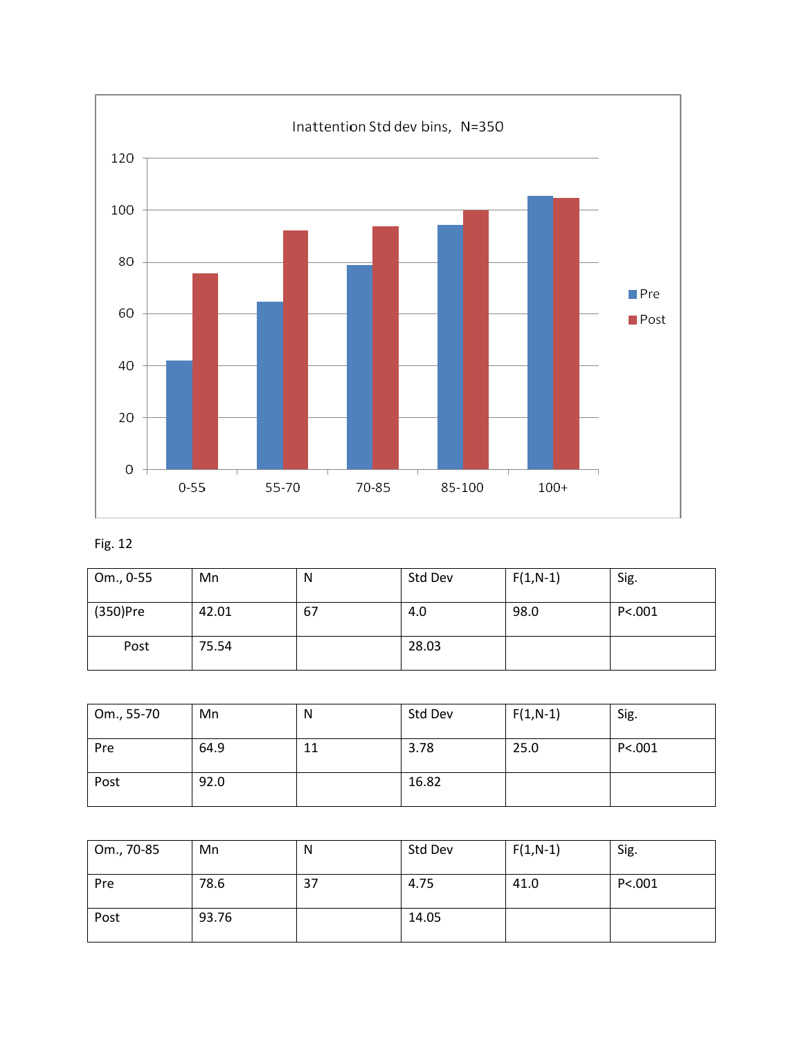Inattention Std dev bins, N=350

120
100
80
60
40
20
0

0-55
55-70
70-85
85-100
100+

Pre
Post

Fig. 12

| Om., 0-55 | Mn | N | Std Dev | F(1,N-1) | Sig. |
|---|---|---|---|---|---|
| (350)Pre | 42.01 | 67 | 4.0 | 98.0 | P<.001 |
| Post | 75.54 | | 28.03 | | |

| Om., 55-70 | Mn | N | Std Dev | F(1,N-1) | Sig. |
|---|---|---|---|---|---|
| Pre | 64.9 | 11 | 3.78 | 25.0 | P<.001 |
| Post | 92.0 | | 16.82 | | |

| Om., 70-85 | Mn | N | Std Dev | F(1,N-1) | Sig. |
|---|---|---|---|---|---|
| Pre | 78.6 | 37 | 4.75 | 41.0 | P<.001 |
| Post | 93.76 | | 14.05 | | |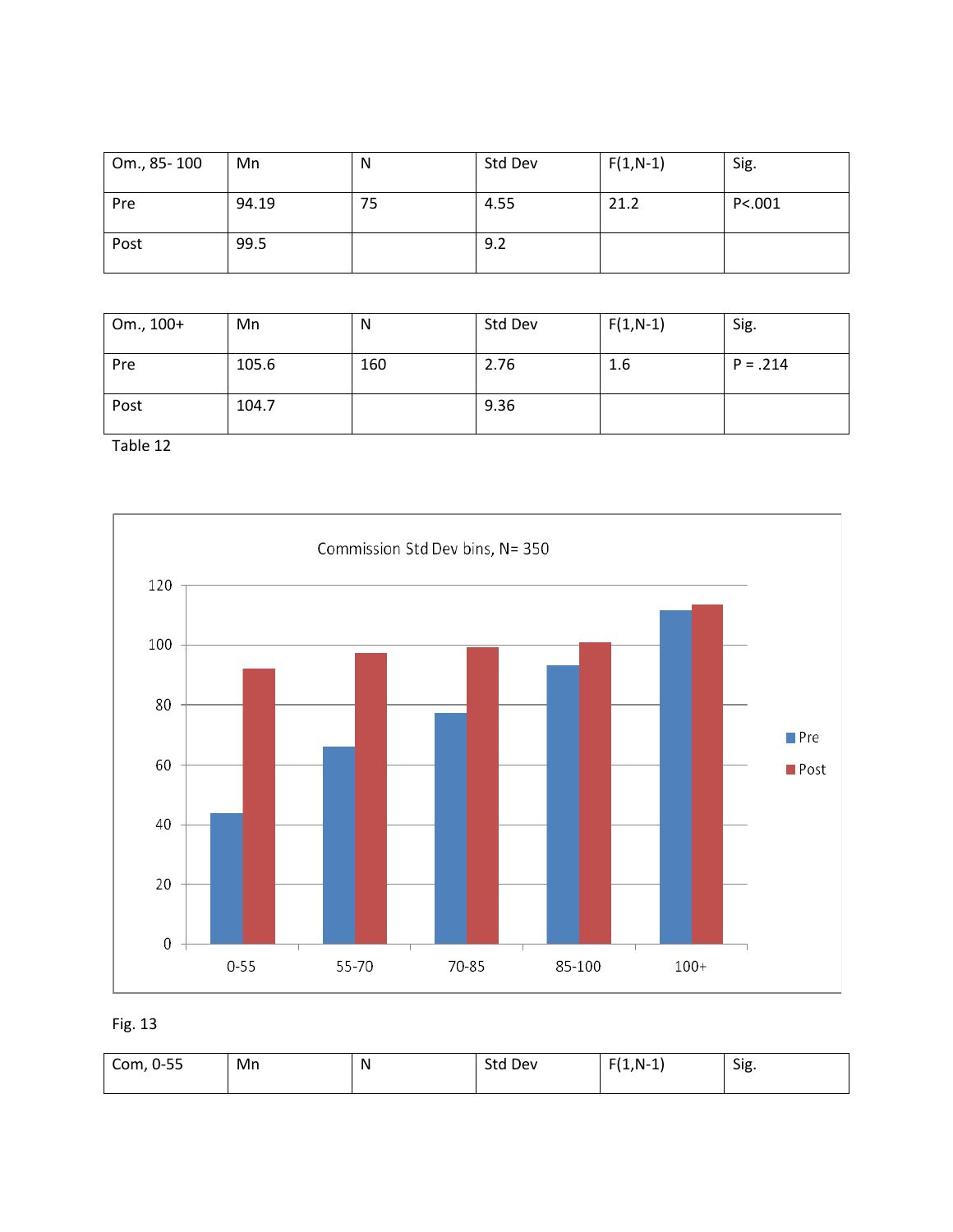| Om., 85- 100 | Mn | N | Std Dev | F(1,N-1) | Sig. |
|---|---|---|---|---|---|
| Pre | 94.19 | 75 | 4.55 | 21.2 | P<.001 |
| Post | 99.5 | | 9.2 | | |

| Om., 100+ | Mn | N | Std Dev | F(1,N-1) | Sig. |
|---|---|---|---|---|---|
| Pre | 105.6 | 160 | 2.76 | 1.6 | P = .214 |
| Post | 104.7 | | 9.36 | | |

Table 12

Commission Std Dev bins, N= 350

120
100
80
60
40
20
0

0-55
55-70
70-85
85-100
100+

Pre
Post

Fig. 13

| Com, 0-55 | Mn | N | Std Dev | F(1,N-1) | Sig. |
|---|---|---|---|---|---|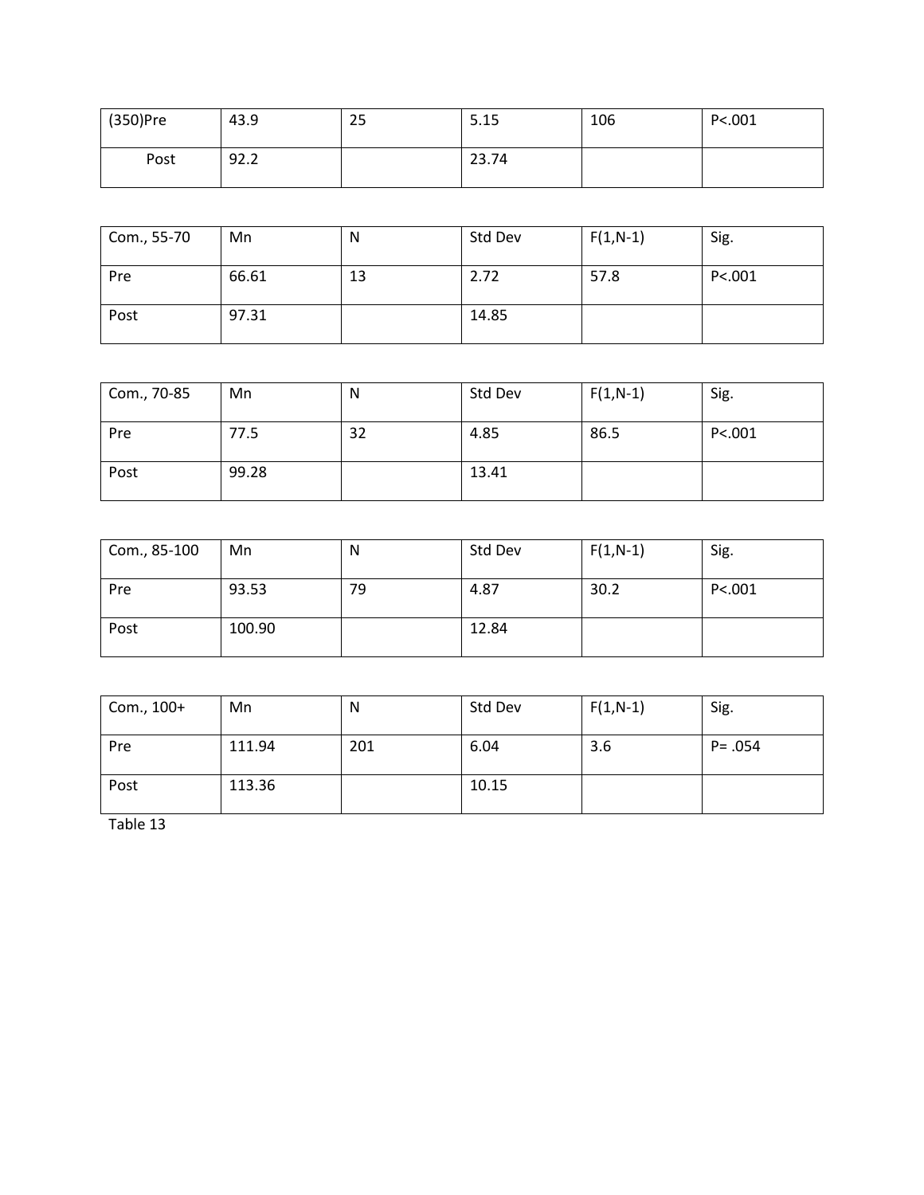| | | | | | |
|---|---|---|---|---|---|
| (350)Pre | 43.9 | 25 | 5.15 | 106 | P<.001 |
| Post | 92.2 | | 23.74 | | |

| Com., 55-70 | Mn | N | Std Dev | F(1,N-1) | Sig. |
|---|---|---|---|---|---|
| Pre | 66.61 | 13 | 2.72 | 57.8 | P<.001 |
| Post | 97.31 | | 14.85 | | |

| Com., 70-85 | Mn | N | Std Dev | F(1,N-1) | Sig. |
|---|---|---|---|---|---|
| Pre | 77.5 | 32 | 4.85 | 86.5 | P<.001 |
| Post | 99.28 | | 13.41 | | |

| Com., 85-100 | Mn | N | Std Dev | F(1,N-1) | Sig. |
|---|---|---|---|---|---|
| Pre | 93.53 | 79 | 4.87 | 30.2 | P<.001 |
| Post | 100.90 | | 12.84 | | |

| Com., 100+ | Mn | N | Std Dev | F(1,N-1) | Sig. |
|---|---|---|---|---|---|
| Pre | 111.94 | 201 | 6.04 | 3.6 | P= .054 |
| Post | 113.36 | | 10.15 | | |

Table 13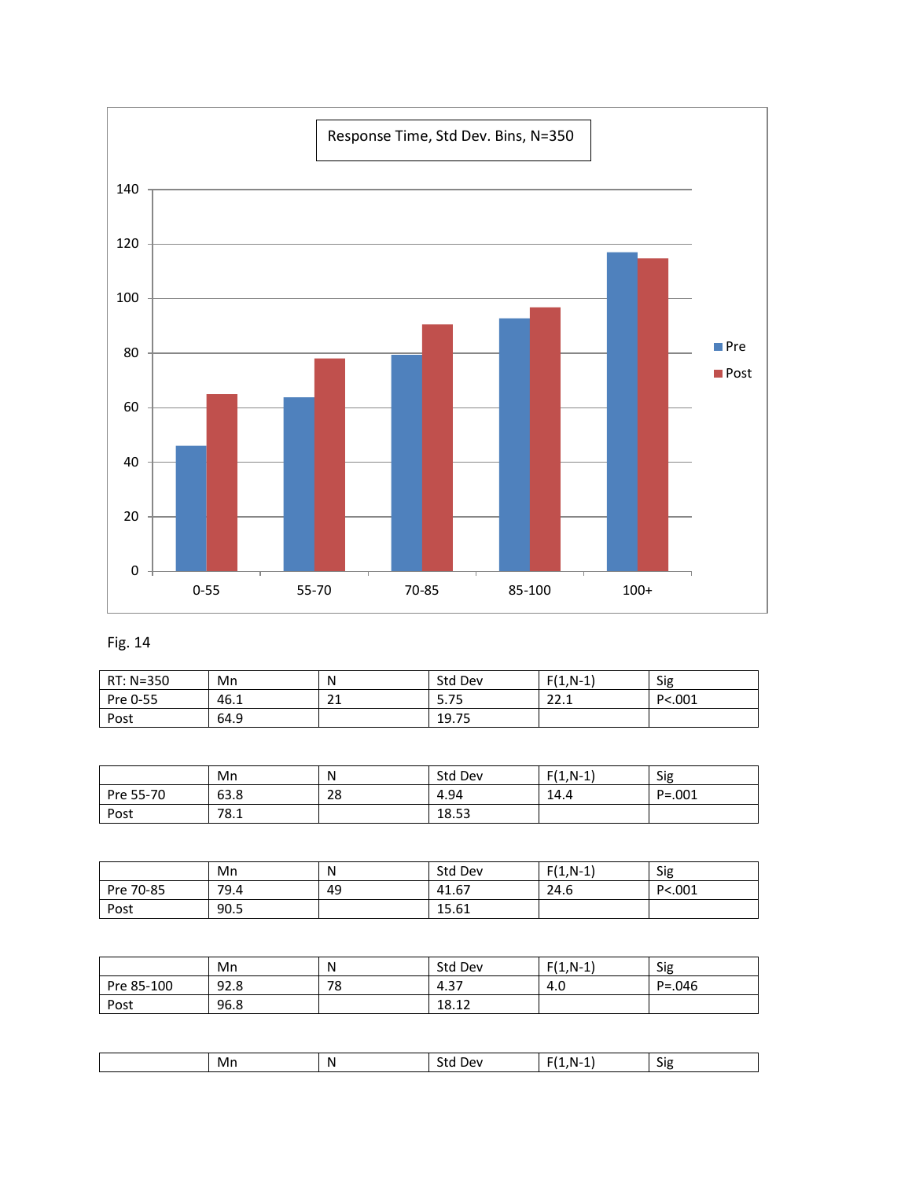Response Time, Std Dev. Bins, N=350

Fig. 14

| RT: N=350 | Mn | N | Std Dev | F(1,N-1) | Sig |
|---|---|---|---|---|---|
| Pre 0-55 | 46.1 | 21 | 5.75 | 22.1 | P<.001 |
| Post | 64.9 | | 19.75 | | |

| | Mn | N | Std Dev | F(1,N-1) | Sig |
|---|---|---|---|---|---|
| Pre 55-70 | 63.8 | 28 | 4.94 | 14.4 | P=.001 |
| Post | 78.1 | | 18.53 | | |

| | Mn | N | Std Dev | F(1,N-1) | Sig |
|---|---|---|---|---|---|
| Pre 70-85 | 79.4 | 49 | 41.67 | 24.6 | P<.001 |
| Post | 90.5 | | 15.61 | | |

| | Mn | N | Std Dev | F(1,N-1) | Sig |
|---|---|---|---|---|---|
| Pre 85-100 | 92.8 | 78 | 4.37 | 4.0 | P=.046 |
| Post | 96.8 | | 18.12 | | |

| | Mn | N | Std Dev | F(1,N-1) | Sig |
|---|---|---|---|---|---|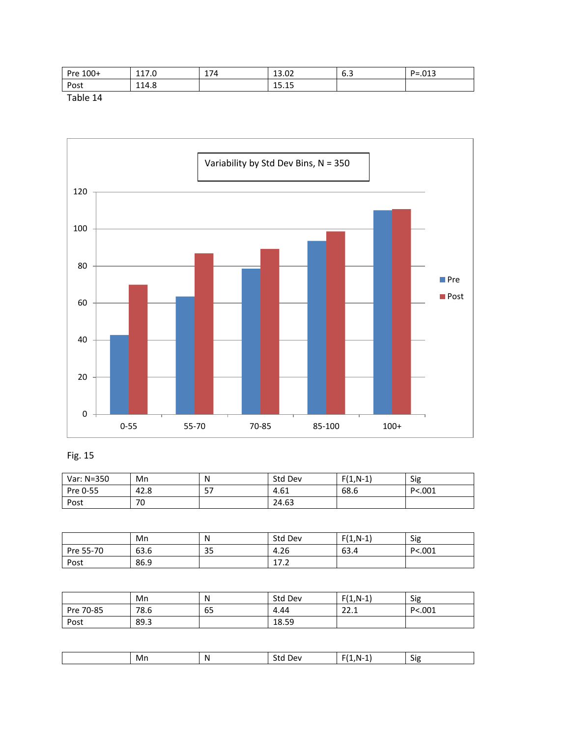| | | | | | |
|---|---|---|---|---|---|
| Pre 100+ | 117.0 | 174 | 13.02 | 6.3 | P=.013 |
| Post | 114.8 | | 15.15 | | |

Table 14

Variability by Std Dev Bins, N = 350

120
100
80
60
40
20
0

0-55
55-70
70-85
85-100
100+

Pre
Post

Fig. 15

| Var: N=350 | Mn | N | Std Dev | F(1,N-1) | Sig |
|---|---|---|---|---|---|
| Pre 0-55 | 42.8 | 57 | 4.61 | 68.6 | P<.001 |
| Post | 70 | | 24.63 | | |

| | Mn | N | Std Dev | F(1,N-1) | Sig |
|---|---|---|---|---|---|
| Pre 55-70 | 63.6 | 35 | 4.26 | 63.4 | P<.001 |
| Post | 86.9 | | 17.2 | | |

| | Mn | N | Std Dev | F(1,N-1) | Sig |
|---|---|---|---|---|---|
| Pre 70-85 | 78.6 | 65 | 4.44 | 22.1 | P<.001 |
| Post | 89.3 | | 18.59 | | |

| | Mn | N | Std Dev | F(1,N-1) | Sig |
|---|---|---|---|---|---|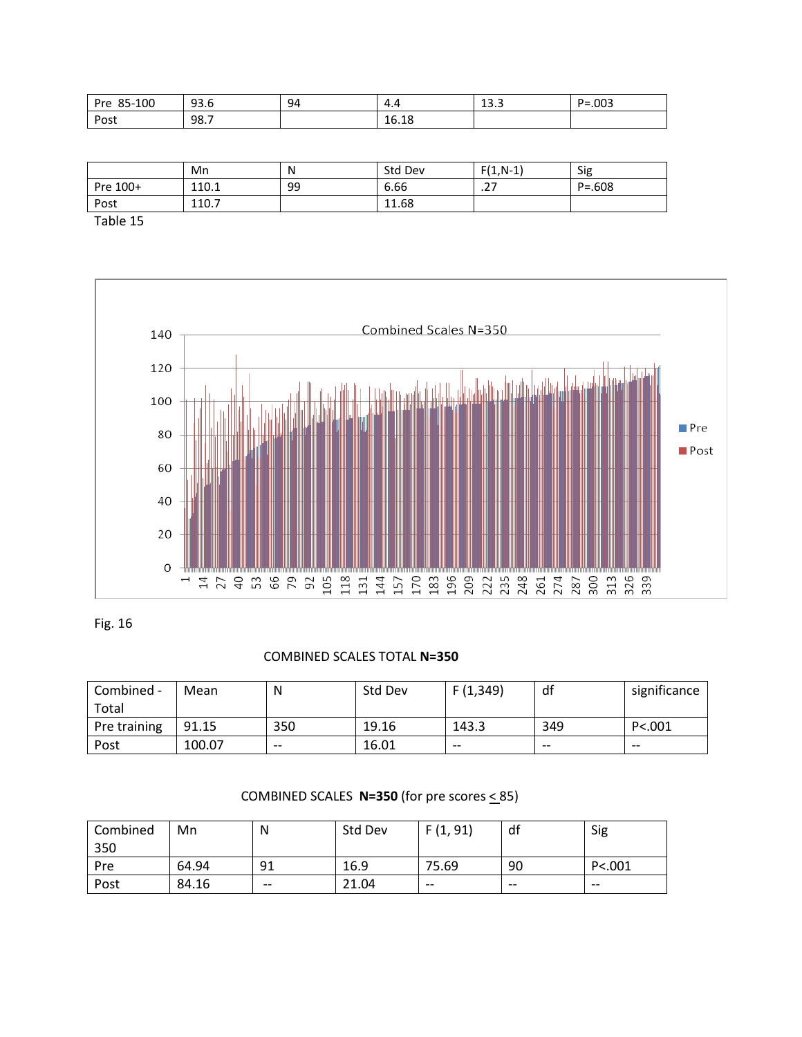| | | | | | |
|---|---|---|---|---|---|
| Pre 85-100 | 93.6 | 94 | 4.4 | 13.3 | P=.003 |
| Post | 98.7 | | 16.18 | | |

| | Mn | N | Std Dev | F(1,N-1) | Sig |
|---|---|---|---|---|---|
| Pre 100+ | 110.1 | 99 | 6.66 | .27 | P=.608 |
| Post | 110.7 | | 11.68 | | |

Table 15

Combined Scales N=350

140
120
100
80
60
40
20
0

1 14 27 40 53 66 79 92 105 118 131 144 157 170 183 196 209 222 235 248 261 274 287 300 313 326 339

Pre
Post

Fig. 16

COMBINED SCALES TOTAL **N=350**

| Combined - Total | Mean | N | Std Dev | F (1,349) | df | significance |
|---|---|---|---|---|---|---|
| Pre training | 91.15 | 350 | 19.16 | 143.3 | 349 | P<.001 |
| Post | 100.07 | -- | 16.01 | -- | -- | -- |

COMBINED SCALES **N=350** (for pre scores < 85)

| Combined 350 | Mn | N | Std Dev | F (1, 91) | df | Sig |
|---|---|---|---|---|---|---|
| Pre | 64.94 | 91 | 16.9 | 75.69 | 90 | P<.001 |
| Post | 84.16 | -- | 21.04 | -- | -- | -- |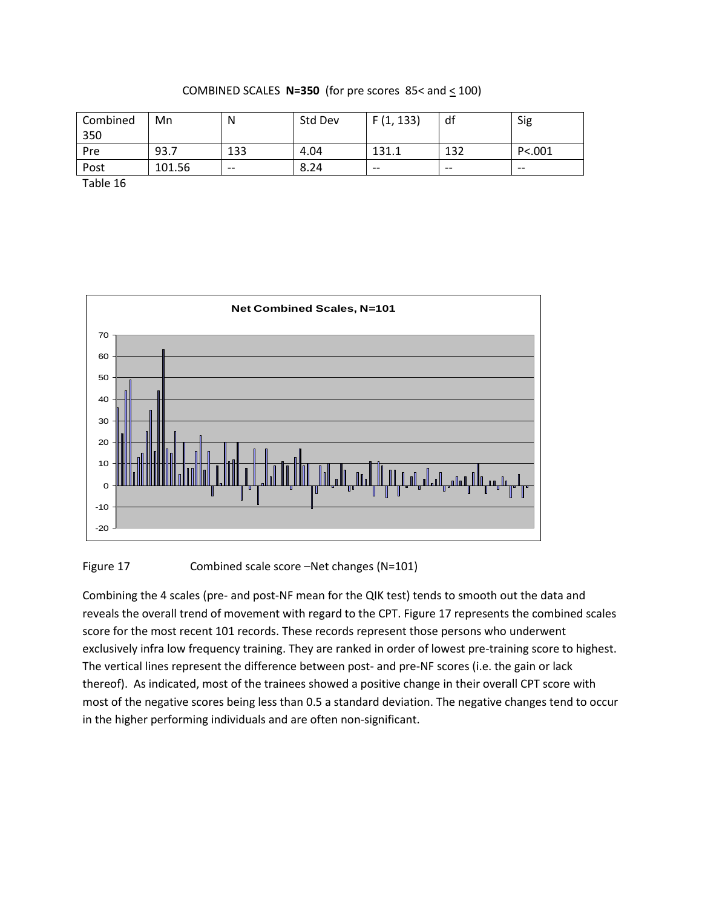COMBINED SCALES **N=350** (for pre scores 85< and ≤ 100)

| Combined 350 | Mn | N | Std Dev | F (1, 133) | df | Sig |
|---|---|---|---|---|---|---|
| Pre | 93.7 | 133 | 4.04 | 131.1 | 132 | P<.001 |
| Post | 101.56 | -- | 8.24 | -- | -- | -- |

Table 16

**Net Combined Scales, N=101**

70
60
50
40
30
20
10
0
-10
-20

Figure 17 Combined scale score –Net changes (N=101)

Combining the 4 scales (pre- and post-NF mean for the QIK test) tends to smooth out the data and reveals the overall trend of movement with regard to the CPT. Figure 17 represents the combined scales score for the most recent 101 records. These records represent those persons who underwent exclusively infra low frequency training. They are ranked in order of lowest pre-training score to highest. The vertical lines represent the difference between post- and pre-NF scores (i.e. the gain or lack thereof). As indicated, most of the trainees showed a positive change in their overall CPT score with most of the negative scores being less than 0.5 a standard deviation. The negative changes tend to occur in the higher performing individuals and are often non-significant.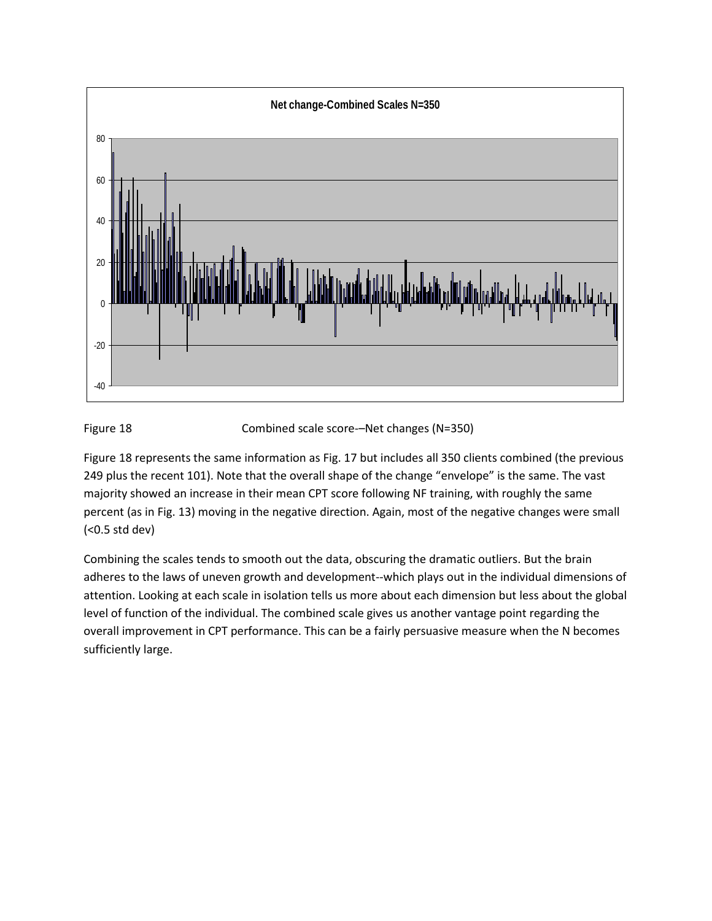Net change-Combined Scales N=350

80
60
40
20
0
-20
-40

Figure 18 Combined scale score-–Net changes (N=350)

Figure 18 represents the same information as Fig. 17 but includes all 350 clients combined (the previous 249 plus the recent 101). Note that the overall shape of the change "envelope" is the same. The vast majority showed an increase in their mean CPT score following NF training, with roughly the same percent (as in Fig. 13) moving in the negative direction. Again, most of the negative changes were small (<0.5 std dev)

Combining the scales tends to smooth out the data, obscuring the dramatic outliers. But the brain adheres to the laws of uneven growth and development--which plays out in the individual dimensions of attention. Looking at each scale in isolation tells us more about each dimension but less about the global level of function of the individual. The combined scale gives us another vantage point regarding the overall improvement in CPT performance. This can be a fairly persuasive measure when the N becomes sufficiently large.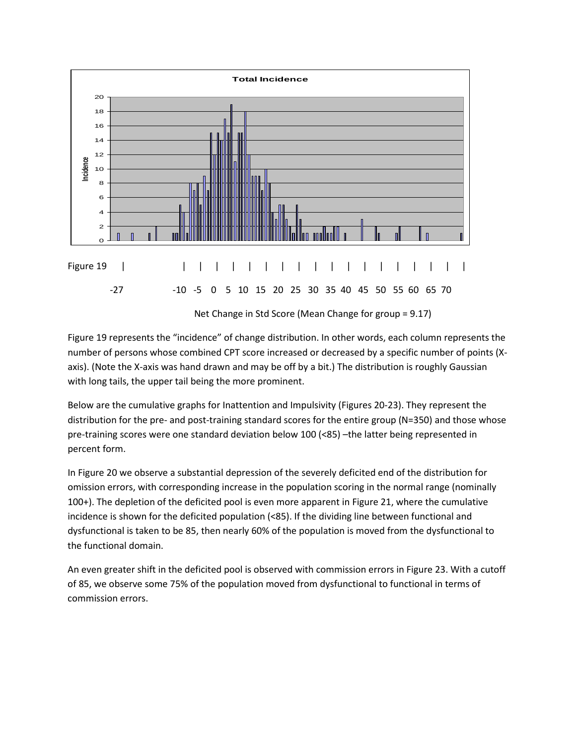Total Incidence

Incidence

20
18
16
14
12
10
8
6
4
2
0

Figure 19

-27 -10 -5 0 5 10 15 20 25 30 35 40 45 50 55 60 65 70

Net Change in Std Score (Mean Change for group = 9.17)

Figure 19 represents the "incidence" of change distribution. In other words, each column represents the number of persons whose combined CPT score increased or decreased by a specific number of points (X-axis). (Note the X-axis was hand drawn and may be off by a bit.) The distribution is roughly Gaussian with long tails, the upper tail being the more prominent.

Below are the cumulative graphs for Inattention and Impulsivity (Figures 20-23). They represent the distribution for the pre- and post-training standard scores for the entire group (N=350) and those whose pre-training scores were one standard deviation below 100 (<85) –the latter being represented in percent form.

In Figure 20 we observe a substantial depression of the severely deficited end of the distribution for omission errors, with corresponding increase in the population scoring in the normal range (nominally 100+). The depletion of the deficited pool is even more apparent in Figure 21, where the cumulative incidence is shown for the deficited population (<85). If the dividing line between functional and dysfunctional is taken to be 85, then nearly 60% of the population is moved from the dysfunctional to the functional domain.

An even greater shift in the deficited pool is observed with commission errors in Figure 23. With a cutoff of 85, we observe some 75% of the population moved from dysfunctional to functional in terms of commission errors.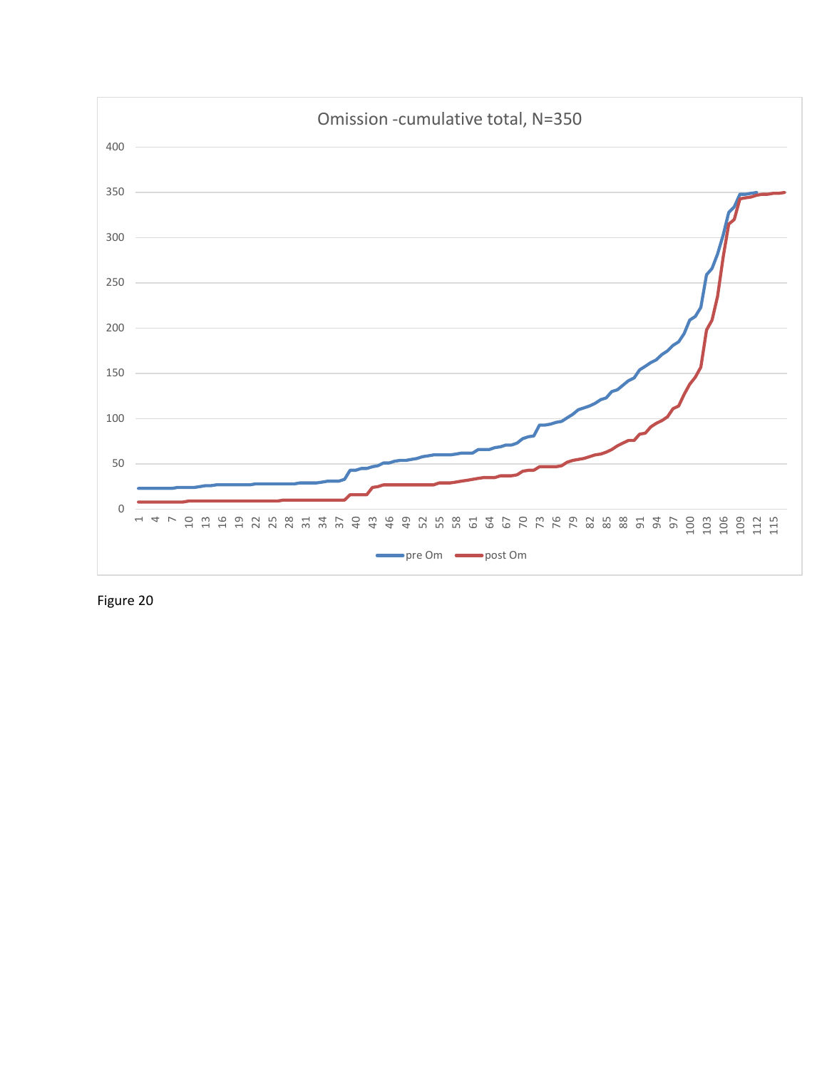Omission -cumulative total, N=350

400
350
300
250
200
150
100
50
0

1 4 7 10 13 16 19 22 25 28 31 34 37 40 43 46 49 52 55 58 61 64 67 70 73 76 79 82 85 88 91 94 97 100 103 106 109 112 115

pre Om
post Om

Figure 20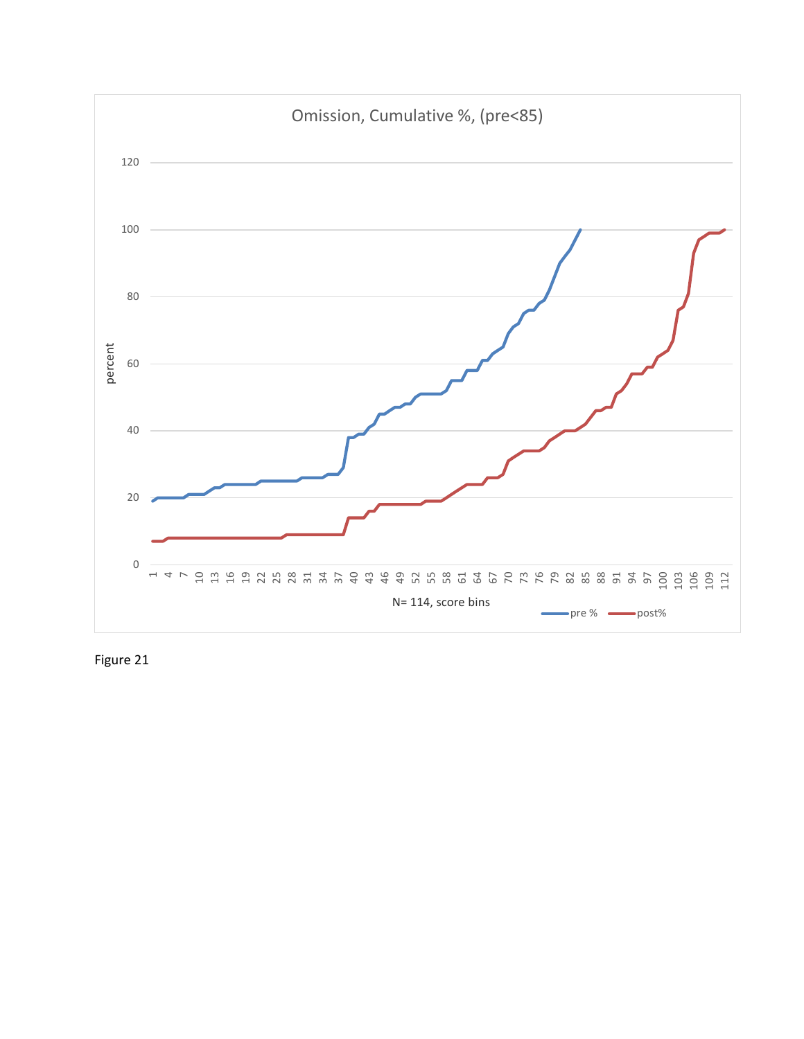Omission, Cumulative %, (pre<85)

120

100

80

60

40

20

0

percent

1 4 7 10 13 16 19 22 25 28 31 34 37 40 43 46 49 52 55 58 61 64 67 70 73 76 79 82 85 88 91 94 97 100 103 106 109 112

N= 114, score bins

pre % post%

Figure 21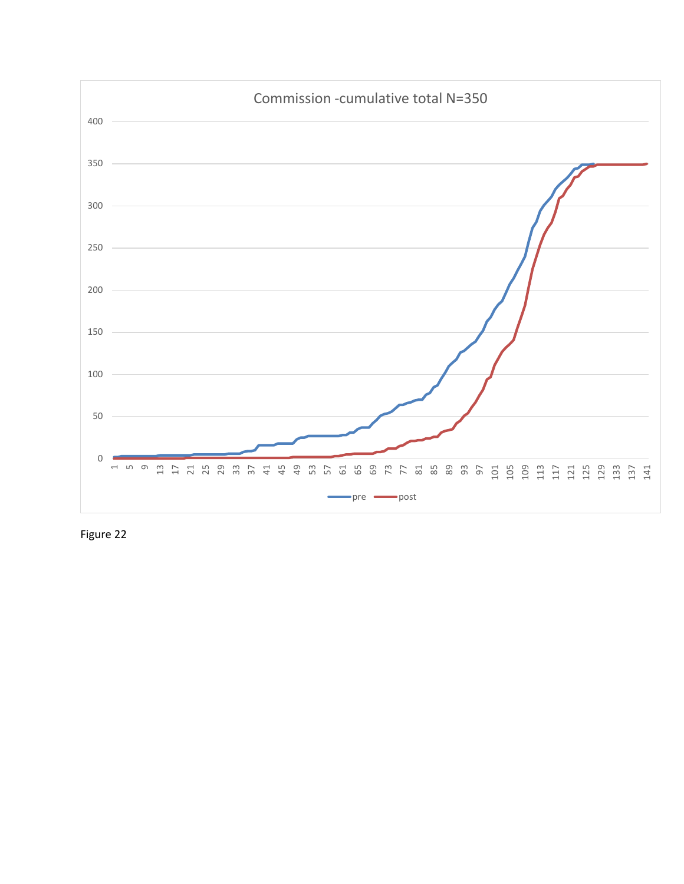Commission -cumulative total N=350

400
350
300
250
200
150
100
50
0

1 5 9 13 17 21 25 29 33 37 41 45 49 53 57 61 65 69 73 77 81 85 89 93 97 101 105 109 113 117 121 125 129 133 137 141

pre post

Figure 22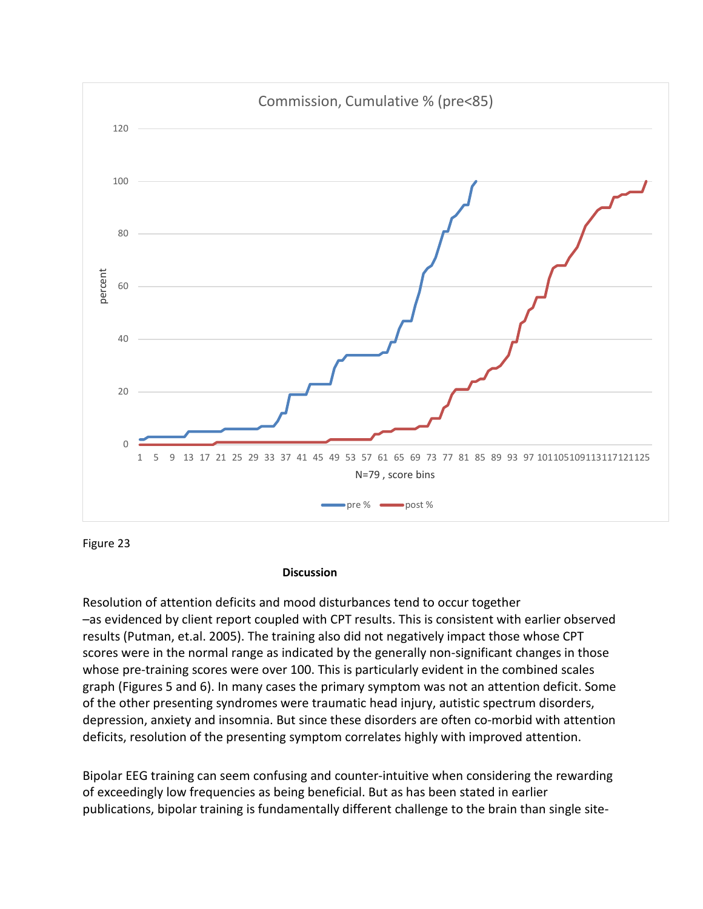Commission, Cumulative % (pre<85)

120

100

80

60

40

20

0

percent

1 5 9 13 17 21 25 29 33 37 41 45 49 53 57 61 65 69 73 77 81 85 89 93 97 101105109113117121125

N=79 , score bins

pre % post %

Figure 23

**Discussion**

Resolution of attention deficits and mood disturbances tend to occur together –as evidenced by client report coupled with CPT results. This is consistent with earlier observed results (Putman, et.al. 2005). The training also did not negatively impact those whose CPT scores were in the normal range as indicated by the generally non-significant changes in those whose pre-training scores were over 100. This is particularly evident in the combined scales graph (Figures 5 and 6). In many cases the primary symptom was not an attention deficit. Some of the other presenting syndromes were traumatic head injury, autistic spectrum disorders, depression, anxiety and insomnia. But since these disorders are often co-morbid with attention deficits, resolution of the presenting symptom correlates highly with improved attention.

Bipolar EEG training can seem confusing and counter-intuitive when considering the rewarding of exceedingly low frequencies as being beneficial. But as has been stated in earlier publications, bipolar training is fundamentally different challenge to the brain than single site-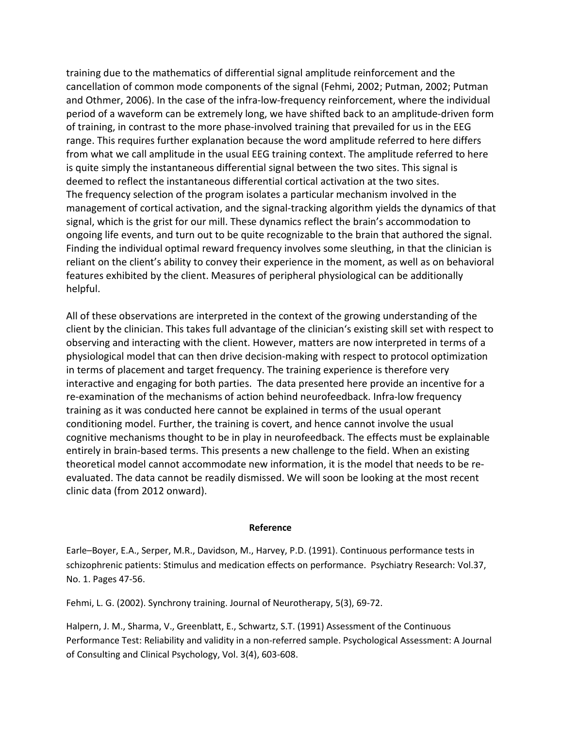training due to the mathematics of differential signal amplitude reinforcement and the cancellation of common mode components of the signal (Fehmi, 2002; Putman, 2002; Putman and Othmer, 2006). In the case of the infra-low-frequency reinforcement, where the individual period of a waveform can be extremely long, we have shifted back to an amplitude-driven form of training, in contrast to the more phase-involved training that prevailed for us in the EEG range. This requires further explanation because the word amplitude referred to here differs from what we call amplitude in the usual EEG training context. The amplitude referred to here is quite simply the instantaneous differential signal between the two sites. This signal is deemed to reflect the instantaneous differential cortical activation at the two sites.
The frequency selection of the program isolates a particular mechanism involved in the management of cortical activation, and the signal-tracking algorithm yields the dynamics of that signal, which is the grist for our mill. These dynamics reflect the brain's accommodation to ongoing life events, and turn out to be quite recognizable to the brain that authored the signal. Finding the individual optimal reward frequency involves some sleuthing, in that the clinician is reliant on the client's ability to convey their experience in the moment, as well as on behavioral features exhibited by the client. Measures of peripheral physiological can be additionally helpful.

All of these observations are interpreted in the context of the growing understanding of the client by the clinician. This takes full advantage of the clinician's existing skill set with respect to observing and interacting with the client. However, matters are now interpreted in terms of a physiological model that can then drive decision-making with respect to protocol optimization in terms of placement and target frequency. The training experience is therefore very interactive and engaging for both parties. The data presented here provide an incentive for a re-examination of the mechanisms of action behind neurofeedback. Infra-low frequency training as it was conducted here cannot be explained in terms of the usual operant conditioning model. Further, the training is covert, and hence cannot involve the usual cognitive mechanisms thought to be in play in neurofeedback. The effects must be explainable entirely in brain-based terms. This presents a new challenge to the field. When an existing theoretical model cannot accommodate new information, it is the model that needs to be re-evaluated. The data cannot be readily dismissed. We will soon be looking at the most recent clinic data (from 2012 onward).

**Reference**

Earle–Boyer, E.A., Serper, M.R., Davidson, M., Harvey, P.D. (1991). Continuous performance tests in schizophrenic patients: Stimulus and medication effects on performance. Psychiatry Research: Vol.37, No. 1. Pages 47-56.

Fehmi, L. G. (2002). Synchrony training. Journal of Neurotherapy, 5(3), 69-72.

Halpern, J. M., Sharma, V., Greenblatt, E., Schwartz, S.T. (1991) Assessment of the Continuous Performance Test: Reliability and validity in a non-referred sample. Psychological Assessment: A Journal of Consulting and Clinical Psychology, Vol. 3(4), 603-608.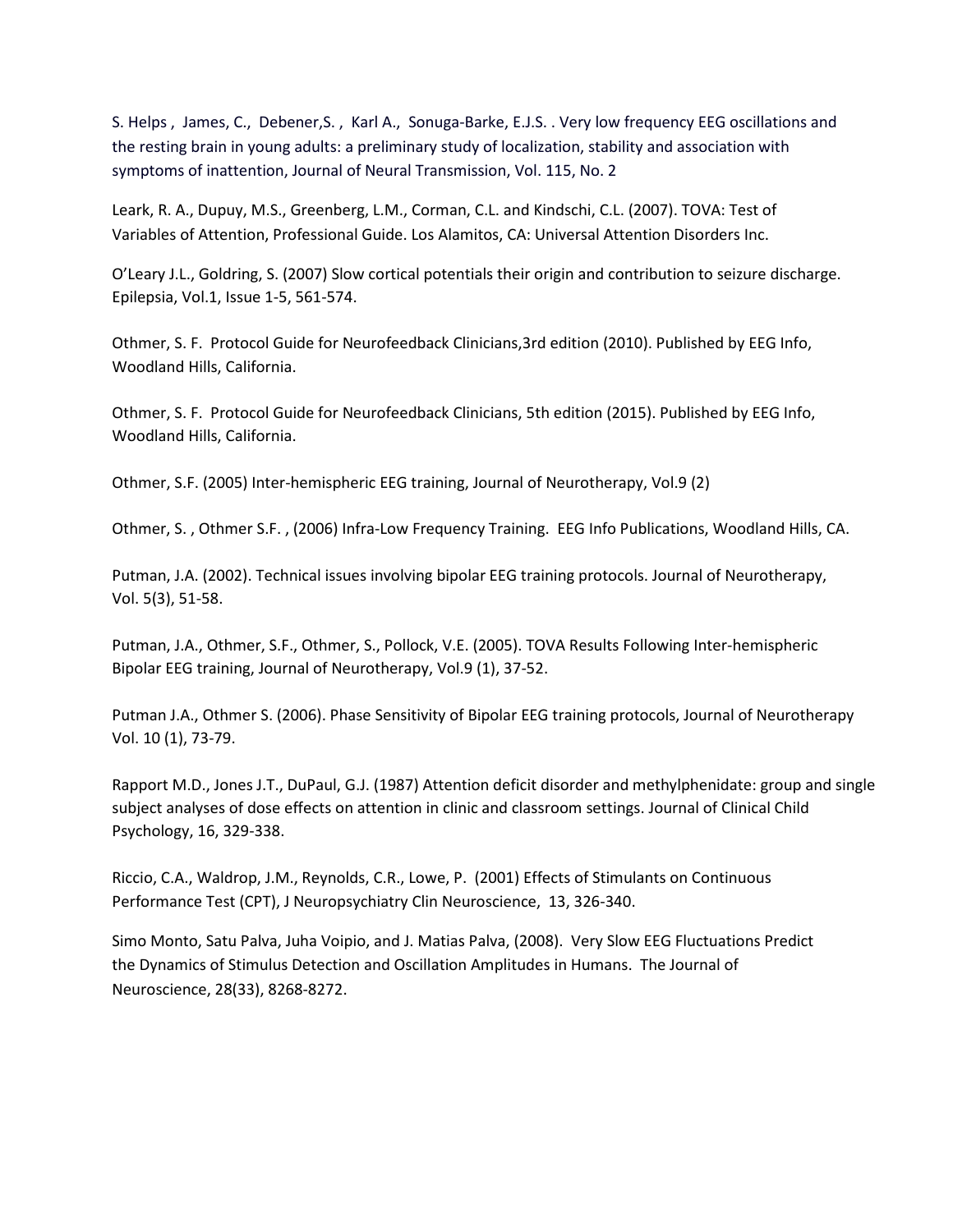S. Helps , James, C., Debener,S. , Karl A., Sonuga-Barke, E.J.S. . Very low frequency EEG oscillations and the resting brain in young adults: a preliminary study of localization, stability and association with symptoms of inattention, Journal of Neural Transmission, Vol. 115, No. 2

Leark, R. A., Dupuy, M.S., Greenberg, L.M., Corman, C.L. and Kindschi, C.L. (2007). TOVA: Test of Variables of Attention, Professional Guide. Los Alamitos, CA: Universal Attention Disorders Inc.

O'Leary J.L., Goldring, S. (2007) Slow cortical potentials their origin and contribution to seizure discharge. Epilepsia, Vol.1, Issue 1-5, 561-574.

Othmer, S. F. Protocol Guide for Neurofeedback Clinicians,3rd edition (2010). Published by EEG Info, Woodland Hills, California.

Othmer, S. F. Protocol Guide for Neurofeedback Clinicians, 5th edition (2015). Published by EEG Info, Woodland Hills, California.

Othmer, S.F. (2005) Inter-hemispheric EEG training, Journal of Neurotherapy, Vol.9 (2)

Othmer, S. , Othmer S.F. , (2006) Infra-Low Frequency Training. EEG Info Publications, Woodland Hills, CA.

Putman, J.A. (2002). Technical issues involving bipolar EEG training protocols. Journal of Neurotherapy, Vol. 5(3), 51-58.

Putman, J.A., Othmer, S.F., Othmer, S., Pollock, V.E. (2005). TOVA Results Following Inter-hemispheric Bipolar EEG training, Journal of Neurotherapy, Vol.9 (1), 37-52.

Putman J.A., Othmer S. (2006). Phase Sensitivity of Bipolar EEG training protocols, Journal of Neurotherapy Vol. 10 (1), 73-79.

Rapport M.D., Jones J.T., DuPaul, G.J. (1987) Attention deficit disorder and methylphenidate: group and single subject analyses of dose effects on attention in clinic and classroom settings. Journal of Clinical Child Psychology, 16, 329-338.

Riccio, C.A., Waldrop, J.M., Reynolds, C.R., Lowe, P. (2001) Effects of Stimulants on Continuous Performance Test (CPT), J Neuropsychiatry Clin Neuroscience, 13, 326-340.

Simo Monto, Satu Palva, Juha Voipio, and J. Matias Palva, (2008). Very Slow EEG Fluctuations Predict the Dynamics of Stimulus Detection and Oscillation Amplitudes in Humans. The Journal of Neuroscience, 28(33), 8268-8272.